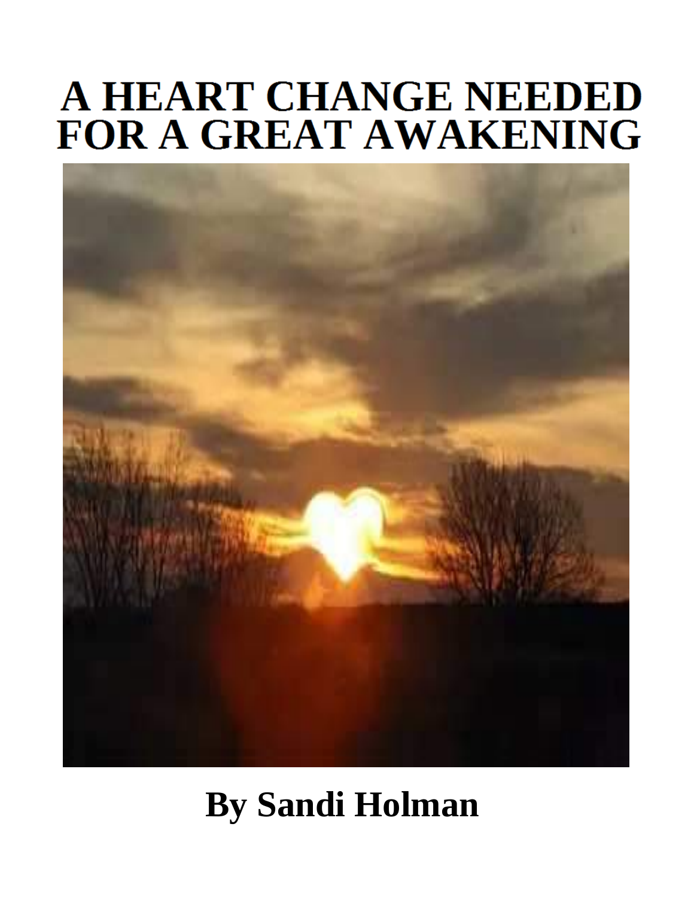# A HEART CHANGE NEEDED FOR A GREAT AWAKENING

**By Sandi Holman**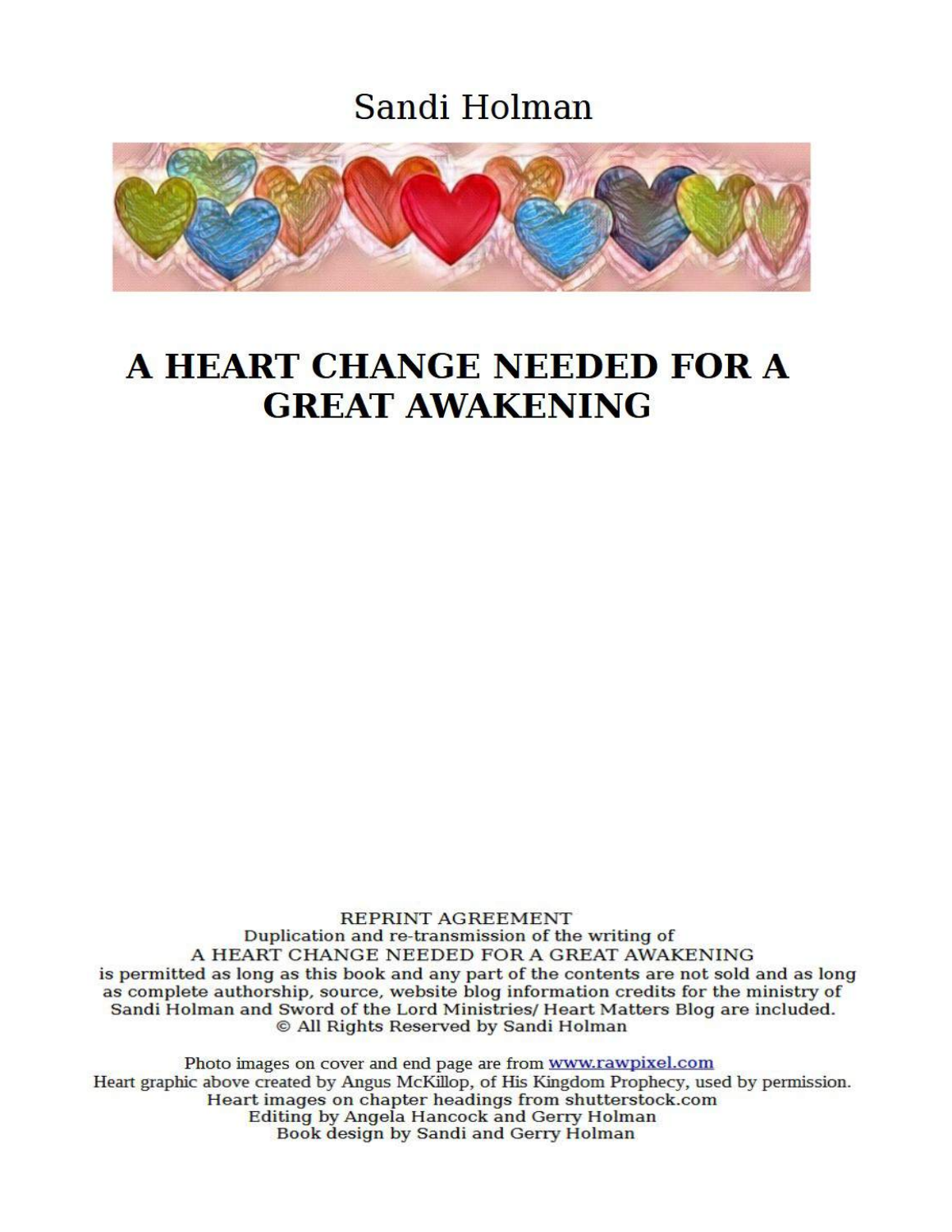Sandi Holman

# A HEART CHANGE NEEDED FOR A GREAT AWAKENING

REPRINT AGREEMENT
Duplication and re-transmission of the writing of
A HEART CHANGE NEEDED FOR A GREAT AWAKENING
is permitted as long as this book and any part of the contents are not sold and as long as complete authorship, source, website blog information credits for the ministry of Sandi Holman and Sword of the Lord Ministries/ Heart Matters Blog are included.
© All Rights Reserved by Sandi Holman

Photo images on cover and end page are from www.rawpixel.com
Heart graphic above created by Angus McKillop, of His Kingdom Prophecy, used by permission.
Heart images on chapter headings from shutterstock.com
Editing by Angela Hancock and Gerry Holman
Book design by Sandi and Gerry Holman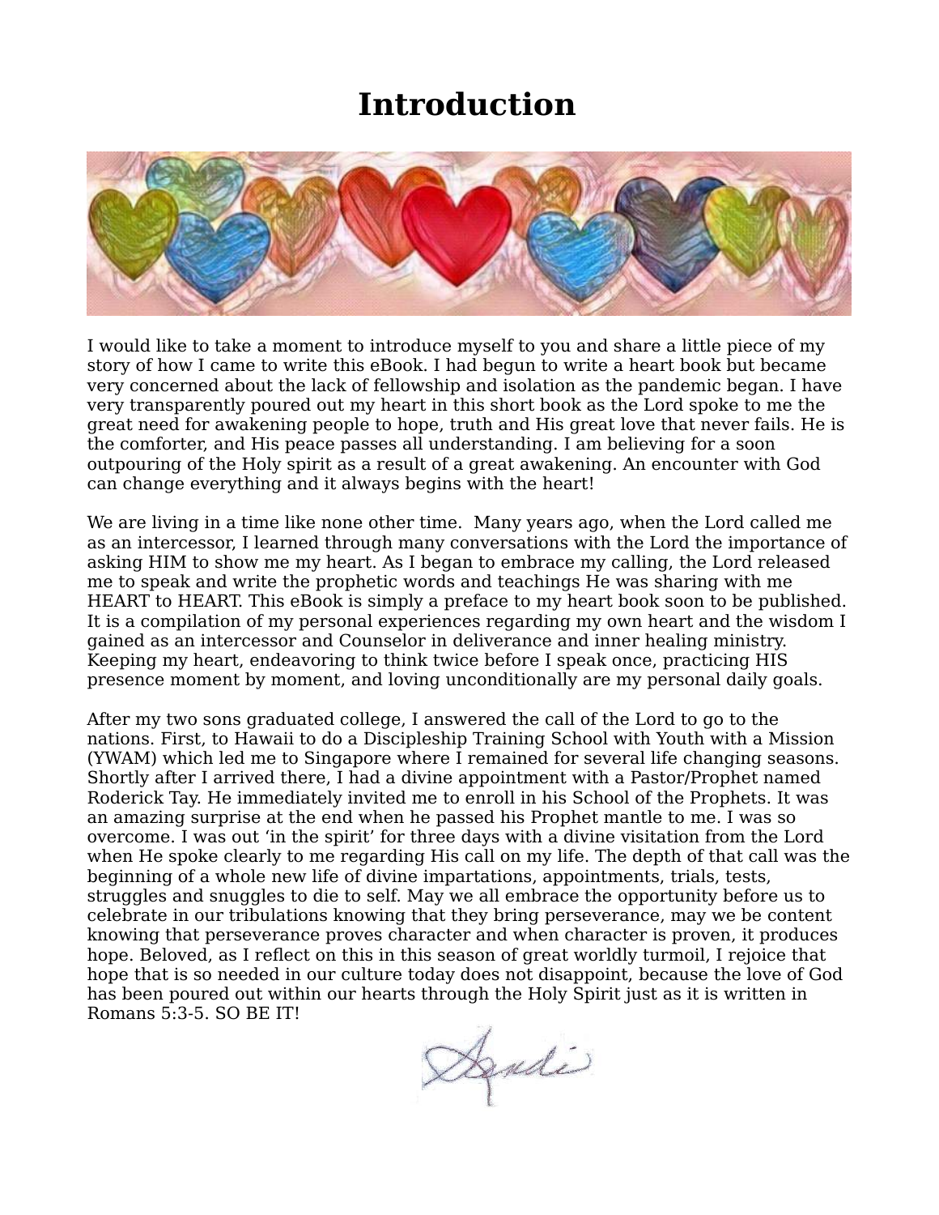# Introduction

I would like to take a moment to introduce myself to you and share a little piece of my story of how I came to write this eBook. I had begun to write a heart book but became very concerned about the lack of fellowship and isolation as the pandemic began. I have very transparently poured out my heart in this short book as the Lord spoke to me the great need for awakening people to hope, truth and His great love that never fails. He is the comforter, and His peace passes all understanding. I am believing for a soon outpouring of the Holy spirit as a result of a great awakening. An encounter with God can change everything and it always begins with the heart!

We are living in a time like none other time. Many years ago, when the Lord called me as an intercessor, I learned through many conversations with the Lord the importance of asking HIM to show me my heart. As I began to embrace my calling, the Lord released me to speak and write the prophetic words and teachings He was sharing with me HEART to HEART. This eBook is simply a preface to my heart book soon to be published. It is a compilation of my personal experiences regarding my own heart and the wisdom I gained as an intercessor and Counselor in deliverance and inner healing ministry. Keeping my heart, endeavoring to think twice before I speak once, practicing HIS presence moment by moment, and loving unconditionally are my personal daily goals.

After my two sons graduated college, I answered the call of the Lord to go to the nations. First, to Hawaii to do a Discipleship Training School with Youth with a Mission (YWAM) which led me to Singapore where I remained for several life changing seasons. Shortly after I arrived there, I had a divine appointment with a Pastor/Prophet named Roderick Tay. He immediately invited me to enroll in his School of the Prophets. It was an amazing surprise at the end when he passed his Prophet mantle to me. I was so overcome. I was out 'in the spirit' for three days with a divine visitation from the Lord when He spoke clearly to me regarding His call on my life. The depth of that call was the beginning of a whole new life of divine impartations, appointments, trials, tests, struggles and snuggles to die to self. May we all embrace the opportunity before us to celebrate in our tribulations knowing that they bring perseverance, may we be content knowing that perseverance proves character and when character is proven, it produces hope. Beloved, as I reflect on this in this season of great worldly turmoil, I rejoice that hope that is so needed in our culture today does not disappoint, because the love of God has been poured out within our hearts through the Holy Spirit just as it is written in Romans 5:3-5. SO BE IT!

Sandi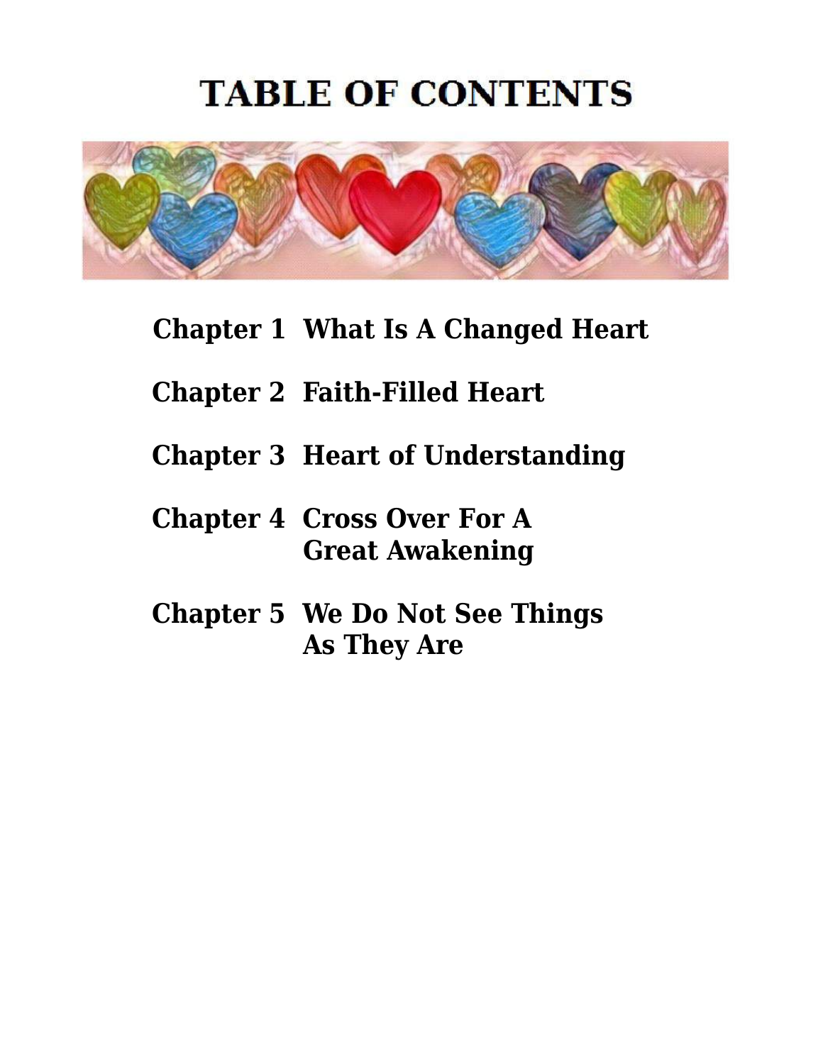# TABLE OF CONTENTS

**Chapter 1** **What Is A Changed Heart**

**Chapter 2** **Faith-Filled Heart**

**Chapter 3** **Heart of Understanding**

**Chapter 4** **Cross Over For A Great Awakening**

**Chapter 5** **We Do Not See Things As They Are**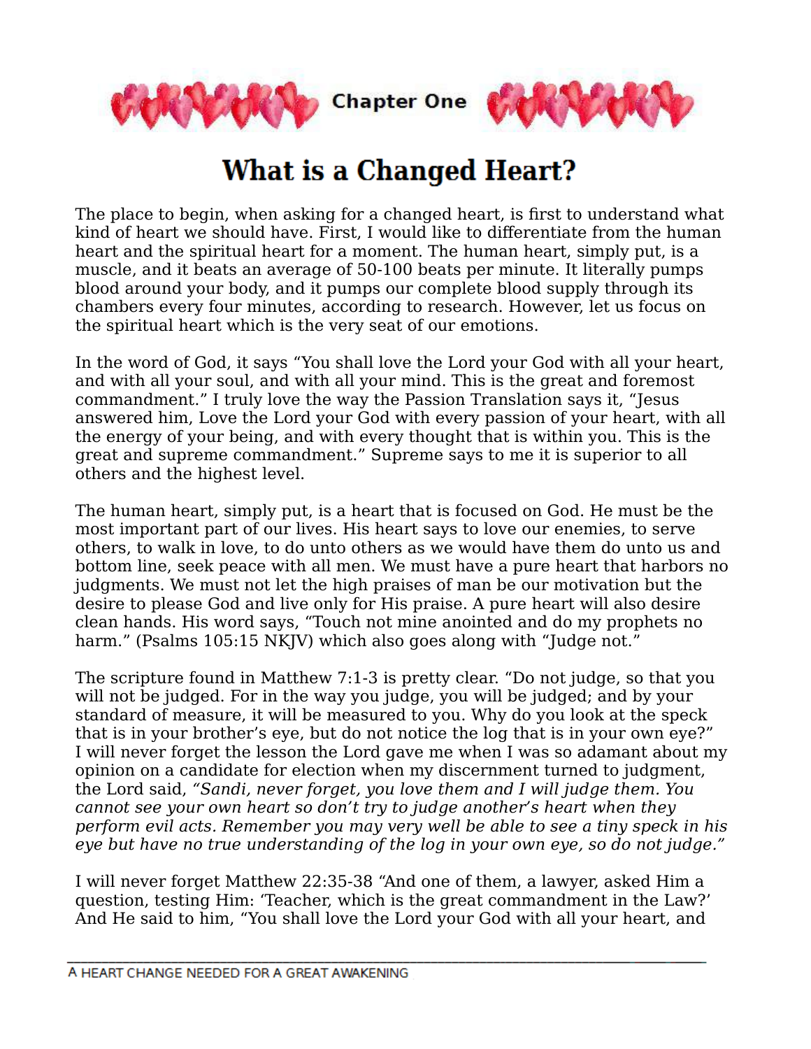Chapter One

# What is a Changed Heart?

The place to begin, when asking for a changed heart, is first to understand what kind of heart we should have. First, I would like to differentiate from the human heart and the spiritual heart for a moment. The human heart, simply put, is a muscle, and it beats an average of 50-100 beats per minute. It literally pumps blood around your body, and it pumps our complete blood supply through its chambers every four minutes, according to research. However, let us focus on the spiritual heart which is the very seat of our emotions.

In the word of God, it says “You shall love the Lord your God with all your heart, and with all your soul, and with all your mind. This is the great and foremost commandment.” I truly love the way the Passion Translation says it, “Jesus answered him, Love the Lord your God with every passion of your heart, with all the energy of your being, and with every thought that is within you. This is the great and supreme commandment.” Supreme says to me it is superior to all others and the highest level.

The human heart, simply put, is a heart that is focused on God. He must be the most important part of our lives. His heart says to love our enemies, to serve others, to walk in love, to do unto others as we would have them do unto us and bottom line, seek peace with all men. We must have a pure heart that harbors no judgments. We must not let the high praises of man be our motivation but the desire to please God and live only for His praise. A pure heart will also desire clean hands. His word says, “Touch not mine anointed and do my prophets no harm.” (Psalms 105:15 NKJV) which also goes along with “Judge not.”

The scripture found in Matthew 7:1-3 is pretty clear. “Do not judge, so that you will not be judged. For in the way you judge, you will be judged; and by your standard of measure, it will be measured to you. Why do you look at the speck that is in your brother’s eye, but do not notice the log that is in your own eye?” I will never forget the lesson the Lord gave me when I was so adamant about my opinion on a candidate for election when my discernment turned to judgment, the Lord said, *“Sandi, never forget, you love them and I will judge them. You cannot see your own heart so don’t try to judge another’s heart when they perform evil acts. Remember you may very well be able to see a tiny speck in his eye but have no true understanding of the log in your own eye, so do not judge.”*

I will never forget Matthew 22:35-38 “And one of them, a lawyer, asked Him a question, testing Him: ‘Teacher, which is the great commandment in the Law?’ And He said to him, “You shall love the Lord your God with all your heart, and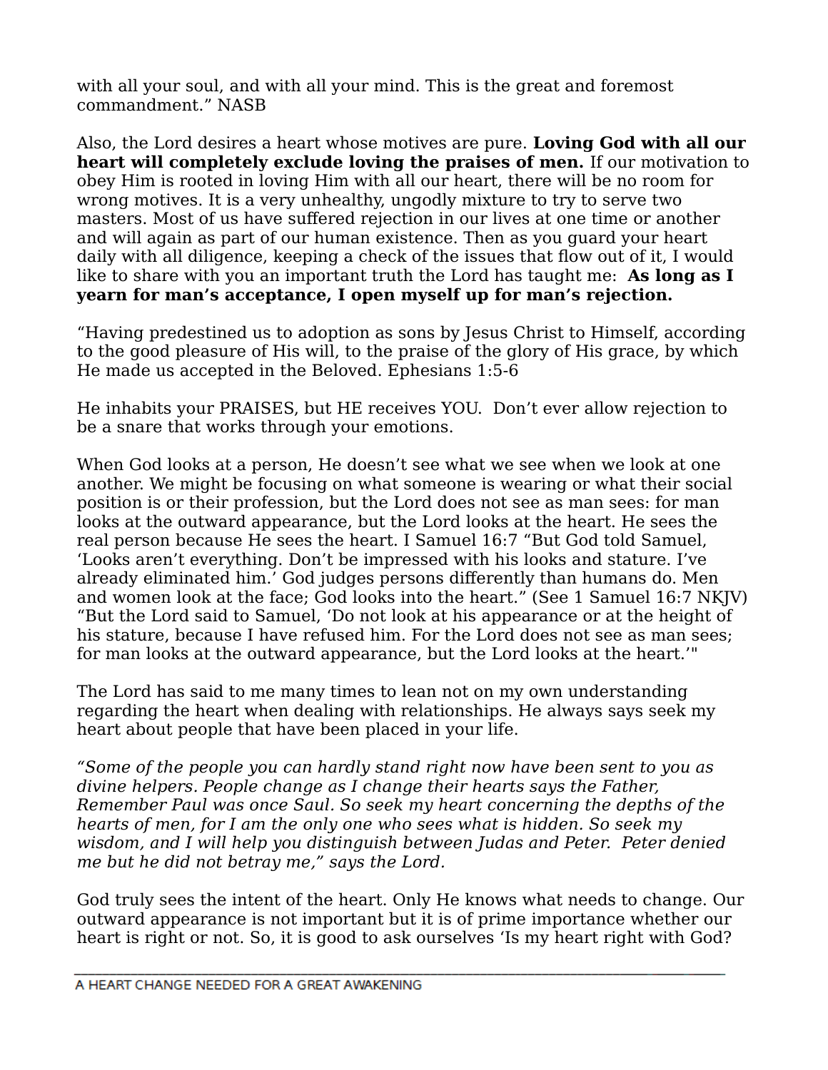with all your soul, and with all your mind. This is the great and foremost commandment." NASB

Also, the Lord desires a heart whose motives are pure. **Loving God with all our heart will completely exclude loving the praises of men.** If our motivation to obey Him is rooted in loving Him with all our heart, there will be no room for wrong motives. It is a very unhealthy, ungodly mixture to try to serve two masters. Most of us have suffered rejection in our lives at one time or another and will again as part of our human existence. Then as you guard your heart daily with all diligence, keeping a check of the issues that flow out of it, I would like to share with you an important truth the Lord has taught me:  **As long as I yearn for man's acceptance, I open myself up for man's rejection.**

"Having predestined us to adoption as sons by Jesus Christ to Himself, according to the good pleasure of His will, to the praise of the glory of His grace, by which He made us accepted in the Beloved. Ephesians 1:5-6

He inhabits your PRAISES, but HE receives YOU.  Don't ever allow rejection to be a snare that works through your emotions.

When God looks at a person, He doesn't see what we see when we look at one another. We might be focusing on what someone is wearing or what their social position is or their profession, but the Lord does not see as man sees: for man looks at the outward appearance, but the Lord looks at the heart. He sees the real person because He sees the heart. I Samuel 16:7 "But God told Samuel, 'Looks aren't everything. Don't be impressed with his looks and stature. I've already eliminated him.' God judges persons differently than humans do. Men and women look at the face; God looks into the heart." (See 1 Samuel 16:7 NKJV) "But the Lord said to Samuel, 'Do not look at his appearance or at the height of his stature, because I have refused him. For the Lord does not see as man sees; for man looks at the outward appearance, but the Lord looks at the heart.'"

The Lord has said to me many times to lean not on my own understanding regarding the heart when dealing with relationships. He always says seek my heart about people that have been placed in your life.

*"Some of the people you can hardly stand right now have been sent to you as divine helpers. People change as I change their hearts says the Father, Remember Paul was once Saul. So seek my heart concerning the depths of the hearts of men, for I am the only one who sees what is hidden. So seek my wisdom, and I will help you distinguish between Judas and Peter.  Peter denied me but he did not betray me," says the Lord.*

God truly sees the intent of the heart. Only He knows what needs to change. Our outward appearance is not important but it is of prime importance whether our heart is right or not. So, it is good to ask ourselves 'Is my heart right with God?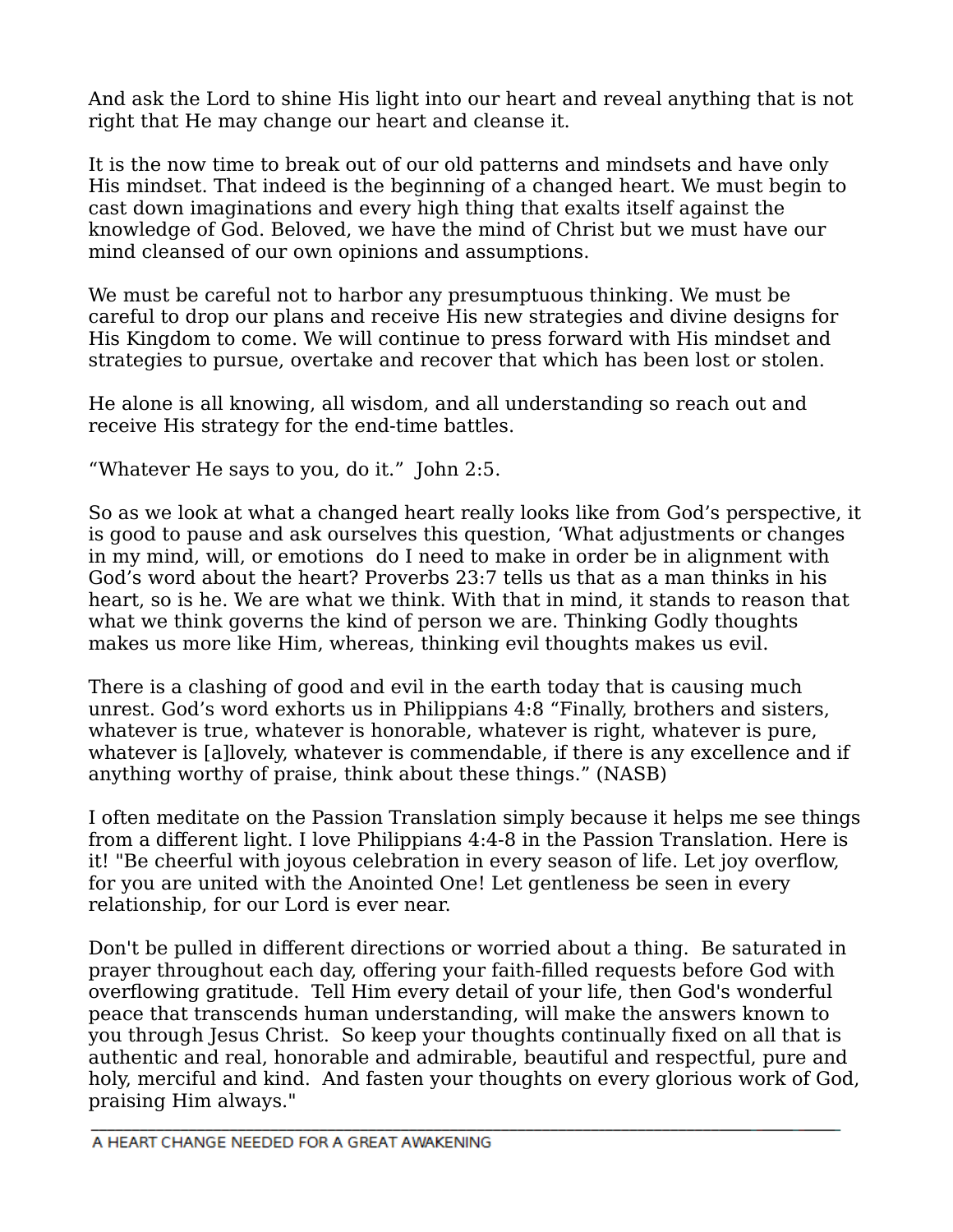And ask the Lord to shine His light into our heart and reveal anything that is not right that He may change our heart and cleanse it.

It is the now time to break out of our old patterns and mindsets and have only His mindset. That indeed is the beginning of a changed heart. We must begin to cast down imaginations and every high thing that exalts itself against the knowledge of God. Beloved, we have the mind of Christ but we must have our mind cleansed of our own opinions and assumptions.

We must be careful not to harbor any presumptuous thinking. We must be careful to drop our plans and receive His new strategies and divine designs for His Kingdom to come. We will continue to press forward with His mindset and strategies to pursue, overtake and recover that which has been lost or stolen.

He alone is all knowing, all wisdom, and all understanding so reach out and receive His strategy for the end-time battles.

“Whatever He says to you, do it.”  John 2:5.

So as we look at what a changed heart really looks like from God’s perspective, it is good to pause and ask ourselves this question, ‘What adjustments or changes in my mind, will, or emotions  do I need to make in order be in alignment with God’s word about the heart? Proverbs 23:7 tells us that as a man thinks in his heart, so is he. We are what we think. With that in mind, it stands to reason that what we think governs the kind of person we are. Thinking Godly thoughts makes us more like Him, whereas, thinking evil thoughts makes us evil.

There is a clashing of good and evil in the earth today that is causing much unrest. God’s word exhorts us in Philippians 4:8 “Finally, brothers and sisters, whatever is true, whatever is honorable, whatever is right, whatever is pure, whatever is [a]lovely, whatever is commendable, if there is any excellence and if anything worthy of praise, think about these things.” (NASB)

I often meditate on the Passion Translation simply because it helps me see things from a different light. I love Philippians 4:4-8 in the Passion Translation. Here is it! "Be cheerful with joyous celebration in every season of life. Let joy overflow, for you are united with the Anointed One! Let gentleness be seen in every relationship, for our Lord is ever near.

Don't be pulled in different directions or worried about a thing.  Be saturated in prayer throughout each day, offering your faith-filled requests before God with overflowing gratitude.  Tell Him every detail of your life, then God's wonderful peace that transcends human understanding, will make the answers known to you through Jesus Christ.  So keep your thoughts continually fixed on all that is authentic and real, honorable and admirable, beautiful and respectful, pure and holy, merciful and kind.  And fasten your thoughts on every glorious work of God, praising Him always."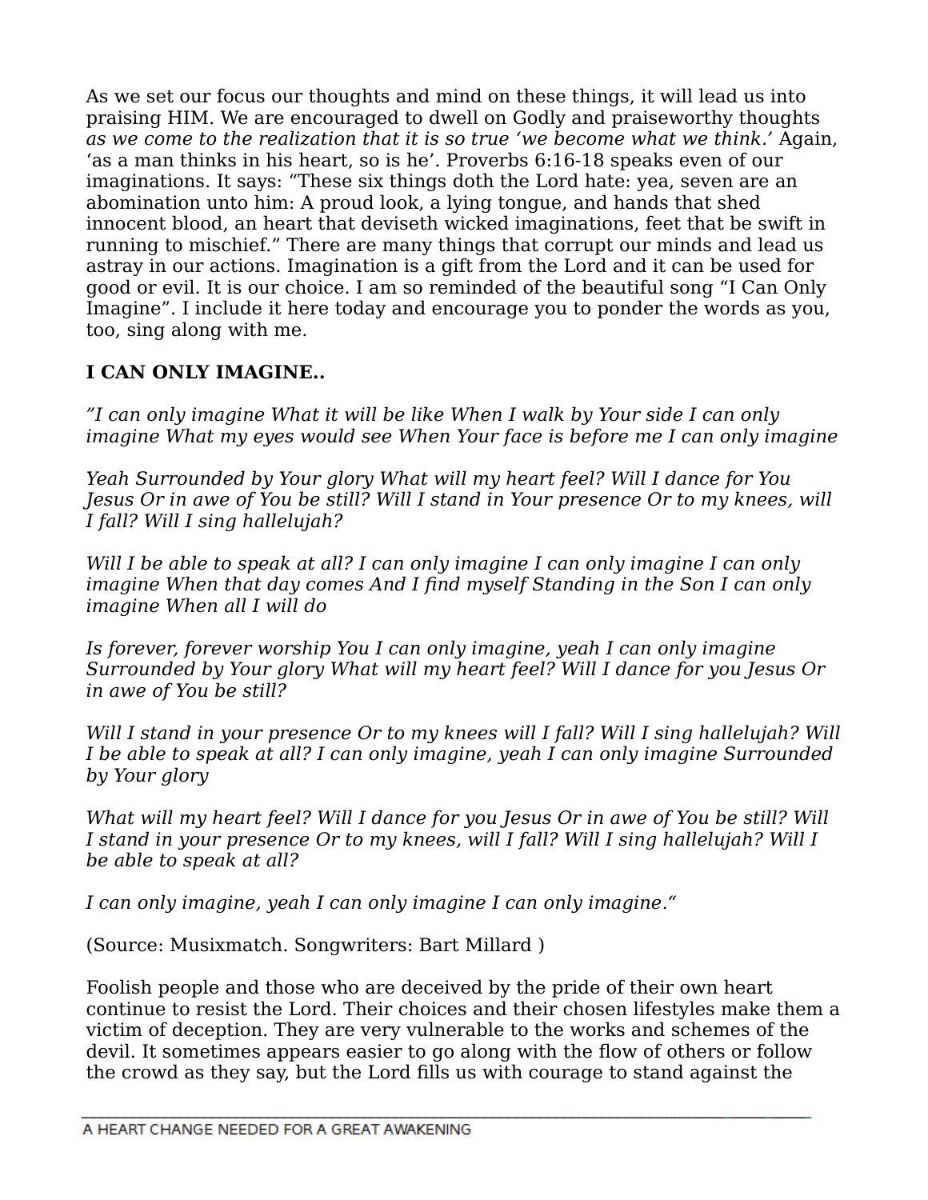As we set our focus our thoughts and mind on these things, it will lead us into praising HIM. We are encouraged to dwell on Godly and praiseworthy thoughts *as we come to the realization that it is so true 'we become what we think.'* Again, 'as a man thinks in his heart, so is he'. Proverbs 6:16-18 speaks even of our imaginations. It says: "These six things doth the Lord hate: yea, seven are an abomination unto him: A proud look, a lying tongue, and hands that shed innocent blood, an heart that deviseth wicked imaginations, feet that be swift in running to mischief." There are many things that corrupt our minds and lead us astray in our actions. Imagination is a gift from the Lord and it can be used for good or evil. It is our choice. I am so reminded of the beautiful song "I Can Only Imagine". I include it here today and encourage you to ponder the words as you, too, sing along with me.

**I CAN ONLY IMAGINE..**

*"I can only imagine What it will be like When I walk by Your side I can only imagine What my eyes would see When Your face is before me I can only imagine*

*Yeah Surrounded by Your glory What will my heart feel? Will I dance for You Jesus Or in awe of You be still? Will I stand in Your presence Or to my knees, will I fall? Will I sing hallelujah?*

*Will I be able to speak at all? I can only imagine I can only imagine I can only imagine When that day comes And I find myself Standing in the Son I can only imagine When all I will do*

*Is forever, forever worship You I can only imagine, yeah I can only imagine Surrounded by Your glory What will my heart feel? Will I dance for you Jesus Or in awe of You be still?*

*Will I stand in your presence Or to my knees will I fall? Will I sing hallelujah? Will I be able to speak at all? I can only imagine, yeah I can only imagine Surrounded by Your glory*

*What will my heart feel? Will I dance for you Jesus Or in awe of You be still? Will I stand in your presence Or to my knees, will I fall? Will I sing hallelujah? Will I be able to speak at all?*

*I can only imagine, yeah I can only imagine I can only imagine."*

(Source: Musixmatch. Songwriters: Bart Millard )

Foolish people and those who are deceived by the pride of their own heart continue to resist the Lord. Their choices and their chosen lifestyles make them a victim of deception. They are very vulnerable to the works and schemes of the devil. It sometimes appears easier to go along with the flow of others or follow the crowd as they say, but the Lord fills us with courage to stand against the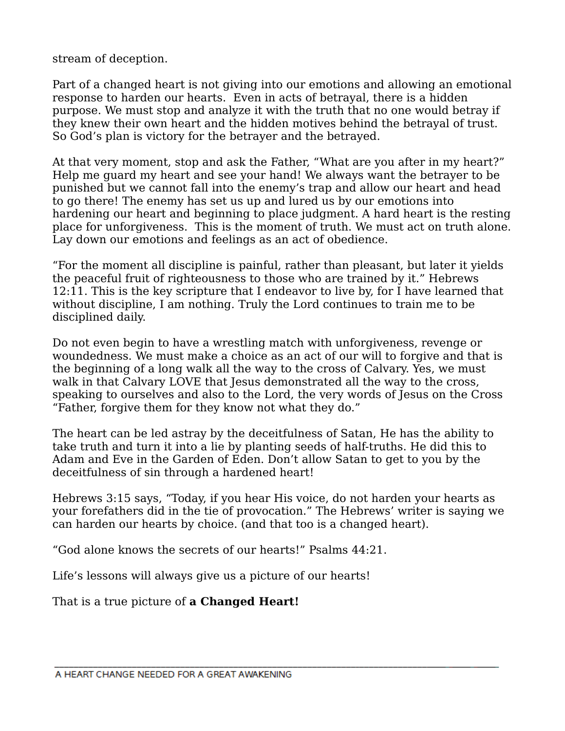stream of deception.

Part of a changed heart is not giving into our emotions and allowing an emotional response to harden our hearts. Even in acts of betrayal, there is a hidden purpose. We must stop and analyze it with the truth that no one would betray if they knew their own heart and the hidden motives behind the betrayal of trust. So God's plan is victory for the betrayer and the betrayed.

At that very moment, stop and ask the Father, "What are you after in my heart?" Help me guard my heart and see your hand! We always want the betrayer to be punished but we cannot fall into the enemy's trap and allow our heart and head to go there! The enemy has set us up and lured us by our emotions into hardening our heart and beginning to place judgment. A hard heart is the resting place for unforgiveness. This is the moment of truth. We must act on truth alone. Lay down our emotions and feelings as an act of obedience.

"For the moment all discipline is painful, rather than pleasant, but later it yields the peaceful fruit of righteousness to those who are trained by it." Hebrews 12:11. This is the key scripture that I endeavor to live by, for I have learned that without discipline, I am nothing. Truly the Lord continues to train me to be disciplined daily.

Do not even begin to have a wrestling match with unforgiveness, revenge or woundedness. We must make a choice as an act of our will to forgive and that is the beginning of a long walk all the way to the cross of Calvary. Yes, we must walk in that Calvary LOVE that Jesus demonstrated all the way to the cross, speaking to ourselves and also to the Lord, the very words of Jesus on the Cross "Father, forgive them for they know not what they do."

The heart can be led astray by the deceitfulness of Satan, He has the ability to take truth and turn it into a lie by planting seeds of half-truths. He did this to Adam and Eve in the Garden of Eden. Don't allow Satan to get to you by the deceitfulness of sin through a hardened heart!

Hebrews 3:15 says, "Today, if you hear His voice, do not harden your hearts as your forefathers did in the tie of provocation." The Hebrews' writer is saying we can harden our hearts by choice. (and that too is a changed heart).

"God alone knows the secrets of our hearts!" Psalms 44:21.

Life's lessons will always give us a picture of our hearts!

That is a true picture of **a Changed Heart!**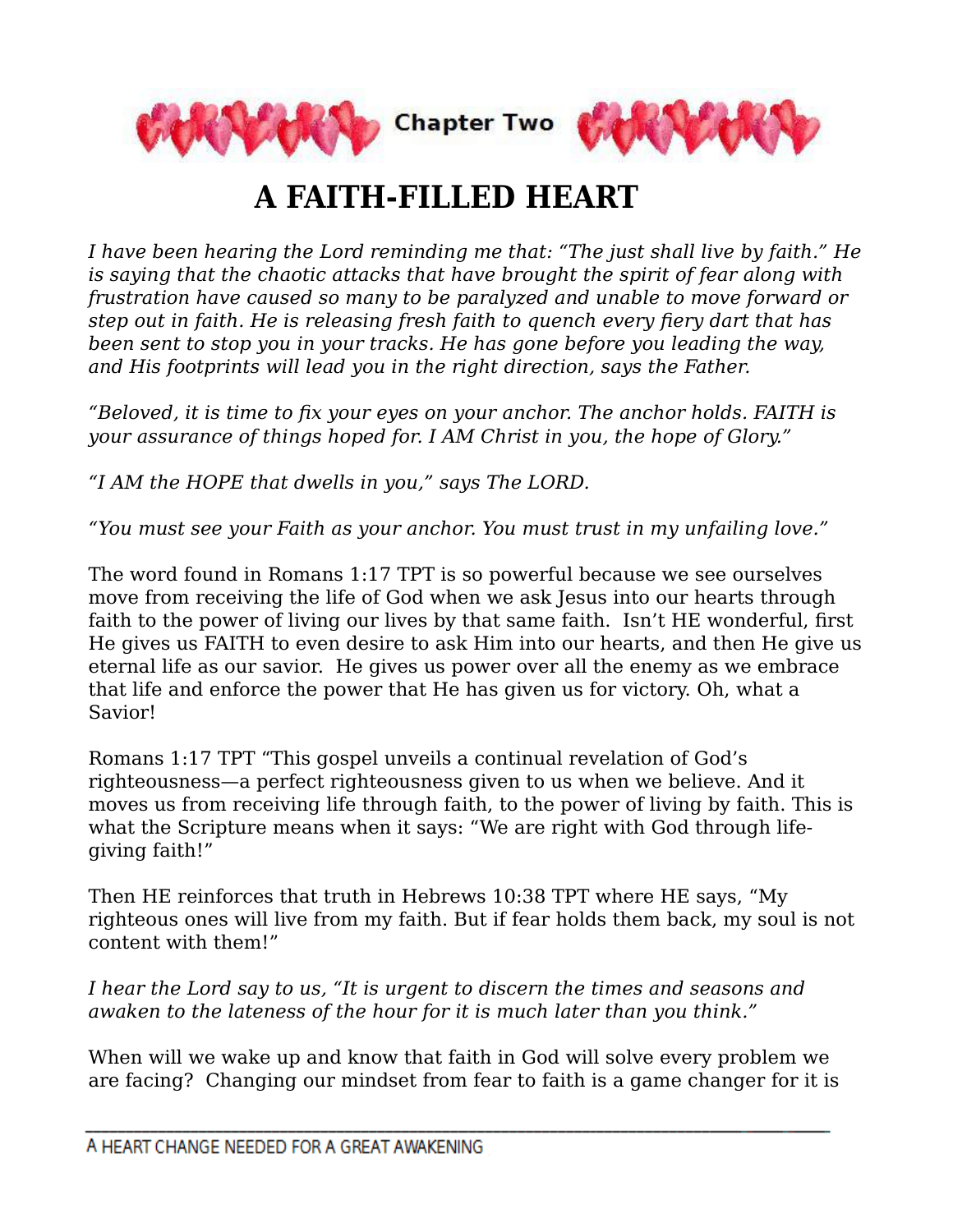Chapter Two

# A FAITH-FILLED HEART

*I have been hearing the Lord reminding me that: "The just shall live by faith." He is saying that the chaotic attacks that have brought the spirit of fear along with frustration have caused so many to be paralyzed and unable to move forward or step out in faith. He is releasing fresh faith to quench every fiery dart that has been sent to stop you in your tracks. He has gone before you leading the way, and His footprints will lead you in the right direction, says the Father.*

*"Beloved, it is time to fix your eyes on your anchor. The anchor holds. FAITH is your assurance of things hoped for. I AM Christ in you, the hope of Glory."*

*"I AM the HOPE that dwells in you," says The LORD.*

*"You must see your Faith as your anchor. You must trust in my unfailing love."*

The word found in Romans 1:17 TPT is so powerful because we see ourselves move from receiving the life of God when we ask Jesus into our hearts through faith to the power of living our lives by that same faith. Isn't HE wonderful, first He gives us FAITH to even desire to ask Him into our hearts, and then He give us eternal life as our savior. He gives us power over all the enemy as we embrace that life and enforce the power that He has given us for victory. Oh, what a Savior!

Romans 1:17 TPT "This gospel unveils a continual revelation of God's righteousness—a perfect righteousness given to us when we believe. And it moves us from receiving life through faith, to the power of living by faith. This is what the Scripture means when it says: "We are right with God through life-giving faith!"

Then HE reinforces that truth in Hebrews 10:38 TPT where HE says, "My righteous ones will live from my faith. But if fear holds them back, my soul is not content with them!"

*I hear the Lord say to us, "It is urgent to discern the times and seasons and awaken to the lateness of the hour for it is much later than you think."*

When will we wake up and know that faith in God will solve every problem we are facing? Changing our mindset from fear to faith is a game changer for it is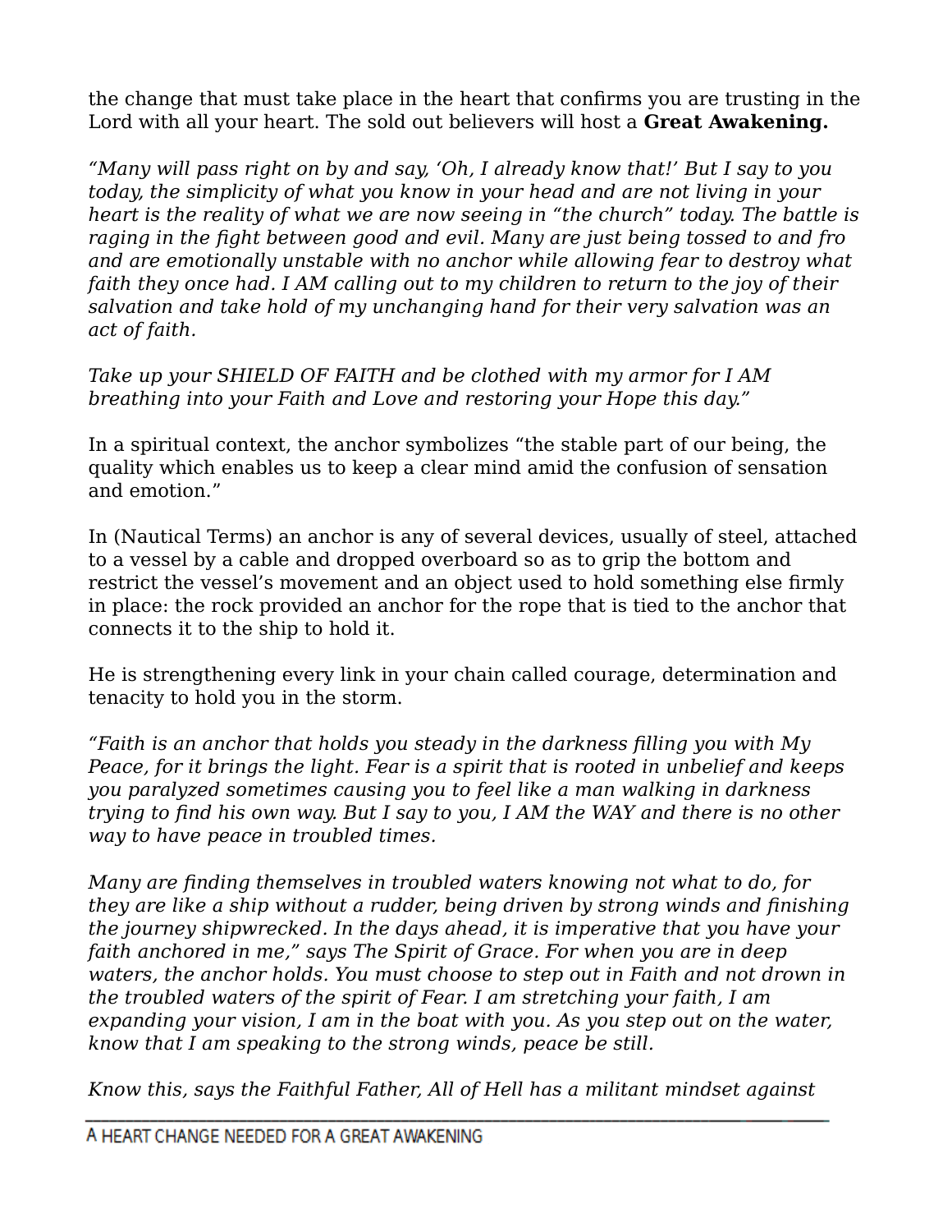the change that must take place in the heart that confirms you are trusting in the Lord with all your heart. The sold out believers will host a **Great Awakening.**

*"Many will pass right on by and say, 'Oh, I already know that!' But I say to you today, the simplicity of what you know in your head and are not living in your heart is the reality of what we are now seeing in "the church" today. The battle is raging in the fight between good and evil. Many are just being tossed to and fro and are emotionally unstable with no anchor while allowing fear to destroy what faith they once had. I AM calling out to my children to return to the joy of their salvation and take hold of my unchanging hand for their very salvation was an act of faith.*

*Take up your SHIELD OF FAITH and be clothed with my armor for I AM breathing into your Faith and Love and restoring your Hope this day."*

In a spiritual context, the anchor symbolizes "the stable part of our being, the quality which enables us to keep a clear mind amid the confusion of sensation and emotion."

In (Nautical Terms) an anchor is any of several devices, usually of steel, attached to a vessel by a cable and dropped overboard so as to grip the bottom and restrict the vessel's movement and an object used to hold something else firmly in place: the rock provided an anchor for the rope that is tied to the anchor that connects it to the ship to hold it.

He is strengthening every link in your chain called courage, determination and tenacity to hold you in the storm.

*"Faith is an anchor that holds you steady in the darkness filling you with My Peace, for it brings the light. Fear is a spirit that is rooted in unbelief and keeps you paralyzed sometimes causing you to feel like a man walking in darkness trying to find his own way. But I say to you, I AM the WAY and there is no other way to have peace in troubled times.*

*Many are finding themselves in troubled waters knowing not what to do, for they are like a ship without a rudder, being driven by strong winds and finishing the journey shipwrecked. In the days ahead, it is imperative that you have your faith anchored in me," says The Spirit of Grace. For when you are in deep waters, the anchor holds. You must choose to step out in Faith and not drown in the troubled waters of the spirit of Fear. I am stretching your faith, I am expanding your vision, I am in the boat with you. As you step out on the water, know that I am speaking to the strong winds, peace be still.*

*Know this, says the Faithful Father, All of Hell has a militant mindset against*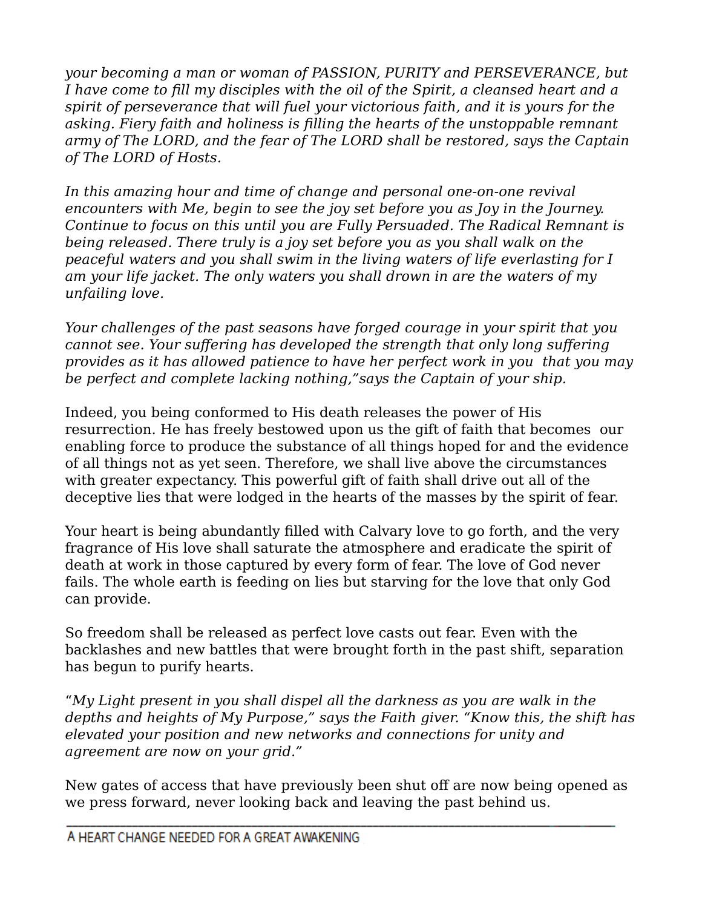*your becoming a man or woman of PASSION, PURITY and PERSEVERANCE, but I have come to fill my disciples with the oil of the Spirit, a cleansed heart and a spirit of perseverance that will fuel your victorious faith, and it is yours for the asking. Fiery faith and holiness is filling the hearts of the unstoppable remnant army of The LORD, and the fear of The LORD shall be restored, says the Captain of The LORD of Hosts.*

*In this amazing hour and time of change and personal one-on-one revival encounters with Me, begin to see the joy set before you as Joy in the Journey. Continue to focus on this until you are Fully Persuaded. The Radical Remnant is being released. There truly is a joy set before you as you shall walk on the peaceful waters and you shall swim in the living waters of life everlasting for I am your life jacket. The only waters you shall drown in are the waters of my unfailing love.*

*Your challenges of the past seasons have forged courage in your spirit that you cannot see. Your suffering has developed the strength that only long suffering provides as it has allowed patience to have her perfect work in you that you may be perfect and complete lacking nothing,"says the Captain of your ship.*

Indeed, you being conformed to His death releases the power of His resurrection. He has freely bestowed upon us the gift of faith that becomes our enabling force to produce the substance of all things hoped for and the evidence of all things not as yet seen. Therefore, we shall live above the circumstances with greater expectancy. This powerful gift of faith shall drive out all of the deceptive lies that were lodged in the hearts of the masses by the spirit of fear.

Your heart is being abundantly filled with Calvary love to go forth, and the very fragrance of His love shall saturate the atmosphere and eradicate the spirit of death at work in those captured by every form of fear. The love of God never fails. The whole earth is feeding on lies but starving for the love that only God can provide.

So freedom shall be released as perfect love casts out fear. Even with the backlashes and new battles that were brought forth in the past shift, separation has begun to purify hearts.

"*My Light present in you shall dispel all the darkness as you are walk in the depths and heights of My Purpose," says the Faith giver. "Know this, the shift has elevated your position and new networks and connections for unity and agreement are now on your grid."*

New gates of access that have previously been shut off are now being opened as we press forward, never looking back and leaving the past behind us.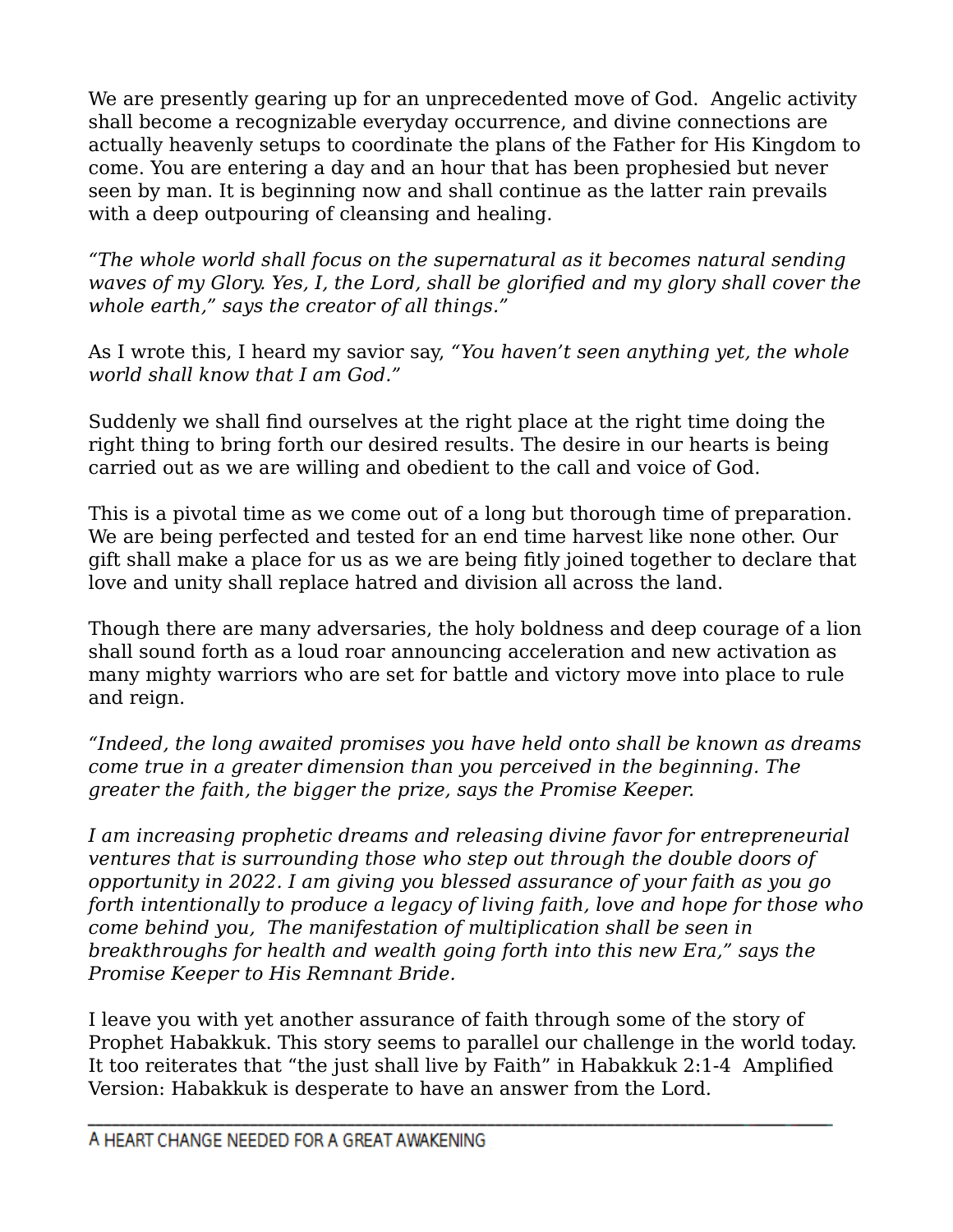We are presently gearing up for an unprecedented move of God. Angelic activity shall become a recognizable everyday occurrence, and divine connections are actually heavenly setups to coordinate the plans of the Father for His Kingdom to come. You are entering a day and an hour that has been prophesied but never seen by man. It is beginning now and shall continue as the latter rain prevails with a deep outpouring of cleansing and healing.

*"The whole world shall focus on the supernatural as it becomes natural sending waves of my Glory. Yes, I, the Lord, shall be glorified and my glory shall cover the whole earth," says the creator of all things."*

As I wrote this, I heard my savior say, *"You haven't seen anything yet, the whole world shall know that I am God."*

Suddenly we shall find ourselves at the right place at the right time doing the right thing to bring forth our desired results. The desire in our hearts is being carried out as we are willing and obedient to the call and voice of God.

This is a pivotal time as we come out of a long but thorough time of preparation. We are being perfected and tested for an end time harvest like none other. Our gift shall make a place for us as we are being fitly joined together to declare that love and unity shall replace hatred and division all across the land.

Though there are many adversaries, the holy boldness and deep courage of a lion shall sound forth as a loud roar announcing acceleration and new activation as many mighty warriors who are set for battle and victory move into place to rule and reign.

*"Indeed, the long awaited promises you have held onto shall be known as dreams come true in a greater dimension than you perceived in the beginning. The greater the faith, the bigger the prize, says the Promise Keeper.*

*I am increasing prophetic dreams and releasing divine favor for entrepreneurial ventures that is surrounding those who step out through the double doors of opportunity in 2022. I am giving you blessed assurance of your faith as you go forth intentionally to produce a legacy of living faith, love and hope for those who come behind you, The manifestation of multiplication shall be seen in breakthroughs for health and wealth going forth into this new Era," says the Promise Keeper to His Remnant Bride.*

I leave you with yet another assurance of faith through some of the story of Prophet Habakkuk. This story seems to parallel our challenge in the world today. It too reiterates that "the just shall live by Faith" in Habakkuk 2:1-4 Amplified Version: Habakkuk is desperate to have an answer from the Lord.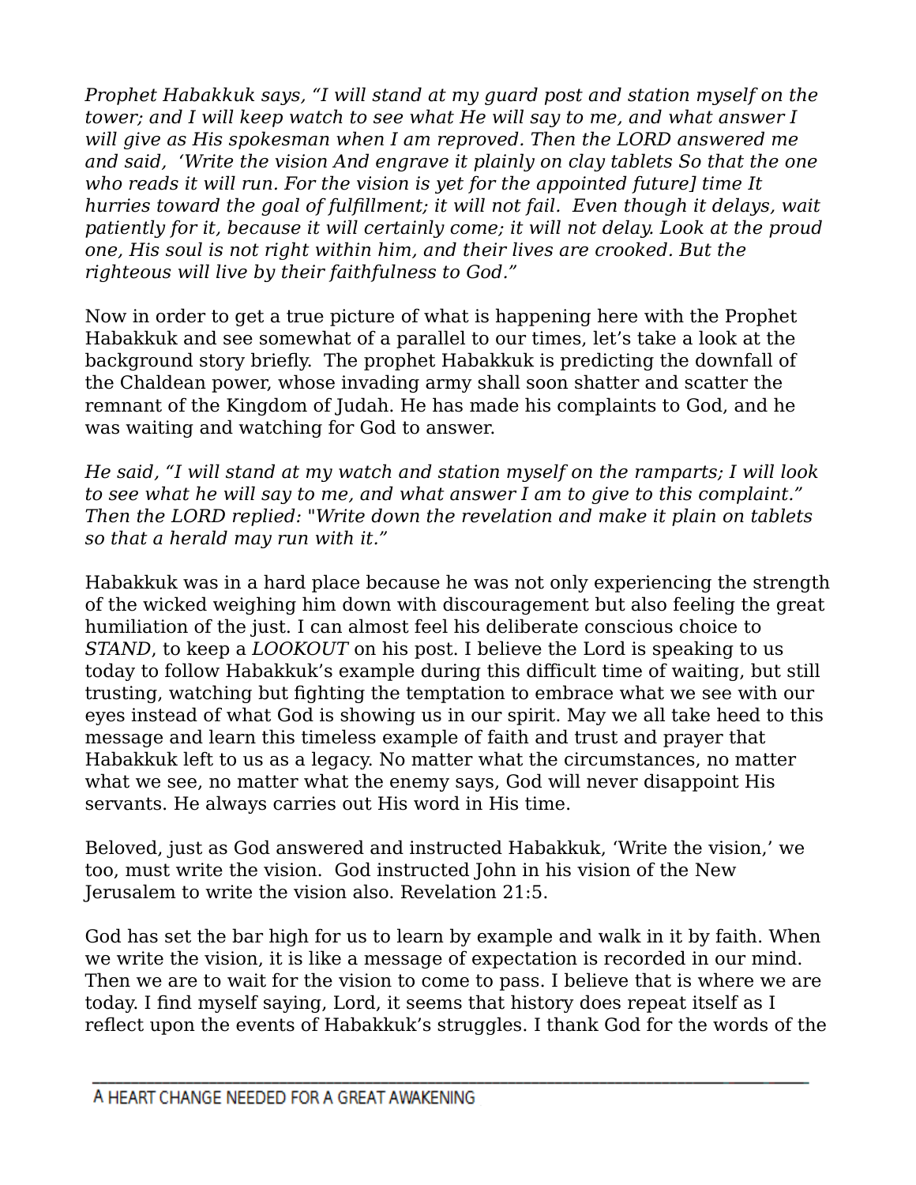*Prophet Habakkuk says, "I will stand at my guard post and station myself on the tower; and I will keep watch to see what He will say to me, and what answer I will give as His spokesman when I am reproved. Then the LORD answered me and said, 'Write the vision And engrave it plainly on clay tablets So that the one who reads it will run. For the vision is yet for the appointed future] time It hurries toward the goal of fulfillment; it will not fail. Even though it delays, wait patiently for it, because it will certainly come; it will not delay. Look at the proud one, His soul is not right within him, and their lives are crooked. But the righteous will live by their faithfulness to God."*

Now in order to get a true picture of what is happening here with the Prophet Habakkuk and see somewhat of a parallel to our times, let's take a look at the background story briefly. The prophet Habakkuk is predicting the downfall of the Chaldean power, whose invading army shall soon shatter and scatter the remnant of the Kingdom of Judah. He has made his complaints to God, and he was waiting and watching for God to answer.

*He said, "I will stand at my watch and station myself on the ramparts; I will look to see what he will say to me, and what answer I am to give to this complaint." Then the LORD replied: "Write down the revelation and make it plain on tablets so that a herald may run with it."*

Habakkuk was in a hard place because he was not only experiencing the strength of the wicked weighing him down with discouragement but also feeling the great humiliation of the just. I can almost feel his deliberate conscious choice to *STAND*, to keep a *LOOKOUT* on his post. I believe the Lord is speaking to us today to follow Habakkuk's example during this difficult time of waiting, but still trusting, watching but fighting the temptation to embrace what we see with our eyes instead of what God is showing us in our spirit. May we all take heed to this message and learn this timeless example of faith and trust and prayer that Habakkuk left to us as a legacy. No matter what the circumstances, no matter what we see, no matter what the enemy says, God will never disappoint His servants. He always carries out His word in His time.

Beloved, just as God answered and instructed Habakkuk, 'Write the vision,' we too, must write the vision. God instructed John in his vision of the New Jerusalem to write the vision also. Revelation 21:5.

God has set the bar high for us to learn by example and walk in it by faith. When we write the vision, it is like a message of expectation is recorded in our mind. Then we are to wait for the vision to come to pass. I believe that is where we are today. I find myself saying, Lord, it seems that history does repeat itself as I reflect upon the events of Habakkuk's struggles. I thank God for the words of the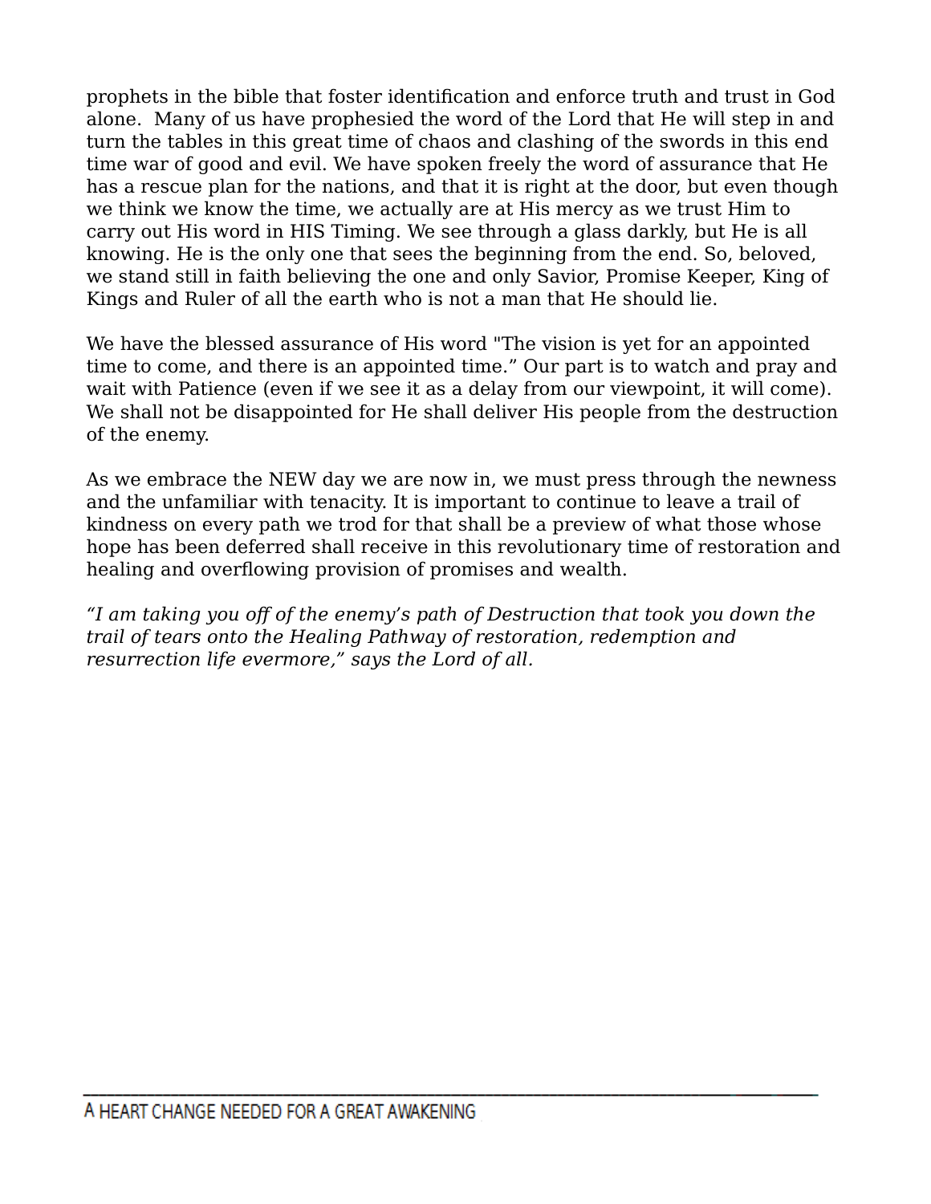prophets in the bible that foster identification and enforce truth and trust in God alone. Many of us have prophesied the word of the Lord that He will step in and turn the tables in this great time of chaos and clashing of the swords in this end time war of good and evil. We have spoken freely the word of assurance that He has a rescue plan for the nations, and that it is right at the door, but even though we think we know the time, we actually are at His mercy as we trust Him to carry out His word in HIS Timing. We see through a glass darkly, but He is all knowing. He is the only one that sees the beginning from the end. So, beloved, we stand still in faith believing the one and only Savior, Promise Keeper, King of Kings and Ruler of all the earth who is not a man that He should lie.

We have the blessed assurance of His word "The vision is yet for an appointed time to come, and there is an appointed time." Our part is to watch and pray and wait with Patience (even if we see it as a delay from our viewpoint, it will come). We shall not be disappointed for He shall deliver His people from the destruction of the enemy.

As we embrace the NEW day we are now in, we must press through the newness and the unfamiliar with tenacity. It is important to continue to leave a trail of kindness on every path we trod for that shall be a preview of what those whose hope has been deferred shall receive in this revolutionary time of restoration and healing and overflowing provision of promises and wealth.

*"I am taking you off of the enemy's path of Destruction that took you down the trail of tears onto the Healing Pathway of restoration, redemption and resurrection life evermore," says the Lord of all.*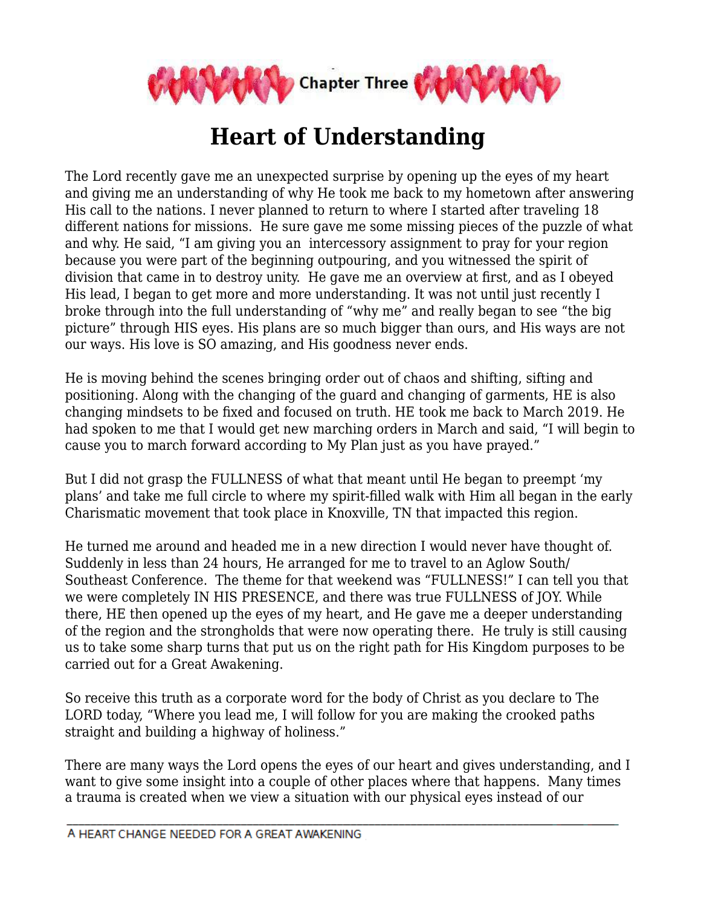Chapter Three

# Heart of Understanding

The Lord recently gave me an unexpected surprise by opening up the eyes of my heart and giving me an understanding of why He took me back to my hometown after answering His call to the nations. I never planned to return to where I started after traveling 18 different nations for missions. He sure gave me some missing pieces of the puzzle of what and why. He said, "I am giving you an intercessory assignment to pray for your region because you were part of the beginning outpouring, and you witnessed the spirit of division that came in to destroy unity. He gave me an overview at first, and as I obeyed His lead, I began to get more and more understanding. It was not until just recently I broke through into the full understanding of "why me" and really began to see "the big picture" through HIS eyes. His plans are so much bigger than ours, and His ways are not our ways. His love is SO amazing, and His goodness never ends.

He is moving behind the scenes bringing order out of chaos and shifting, sifting and positioning. Along with the changing of the guard and changing of garments, HE is also changing mindsets to be fixed and focused on truth. HE took me back to March 2019. He had spoken to me that I would get new marching orders in March and said, "I will begin to cause you to march forward according to My Plan just as you have prayed."

But I did not grasp the FULLNESS of what that meant until He began to preempt 'my plans' and take me full circle to where my spirit-filled walk with Him all began in the early Charismatic movement that took place in Knoxville, TN that impacted this region.

He turned me around and headed me in a new direction I would never have thought of. Suddenly in less than 24 hours, He arranged for me to travel to an Aglow South/Southeast Conference. The theme for that weekend was "FULLNESS!" I can tell you that we were completely IN HIS PRESENCE, and there was true FULLNESS of JOY. While there, HE then opened up the eyes of my heart, and He gave me a deeper understanding of the region and the strongholds that were now operating there. He truly is still causing us to take some sharp turns that put us on the right path for His Kingdom purposes to be carried out for a Great Awakening.

So receive this truth as a corporate word for the body of Christ as you declare to The LORD today, "Where you lead me, I will follow for you are making the crooked paths straight and building a highway of holiness."

There are many ways the Lord opens the eyes of our heart and gives understanding, and I want to give some insight into a couple of other places where that happens. Many times a trauma is created when we view a situation with our physical eyes instead of our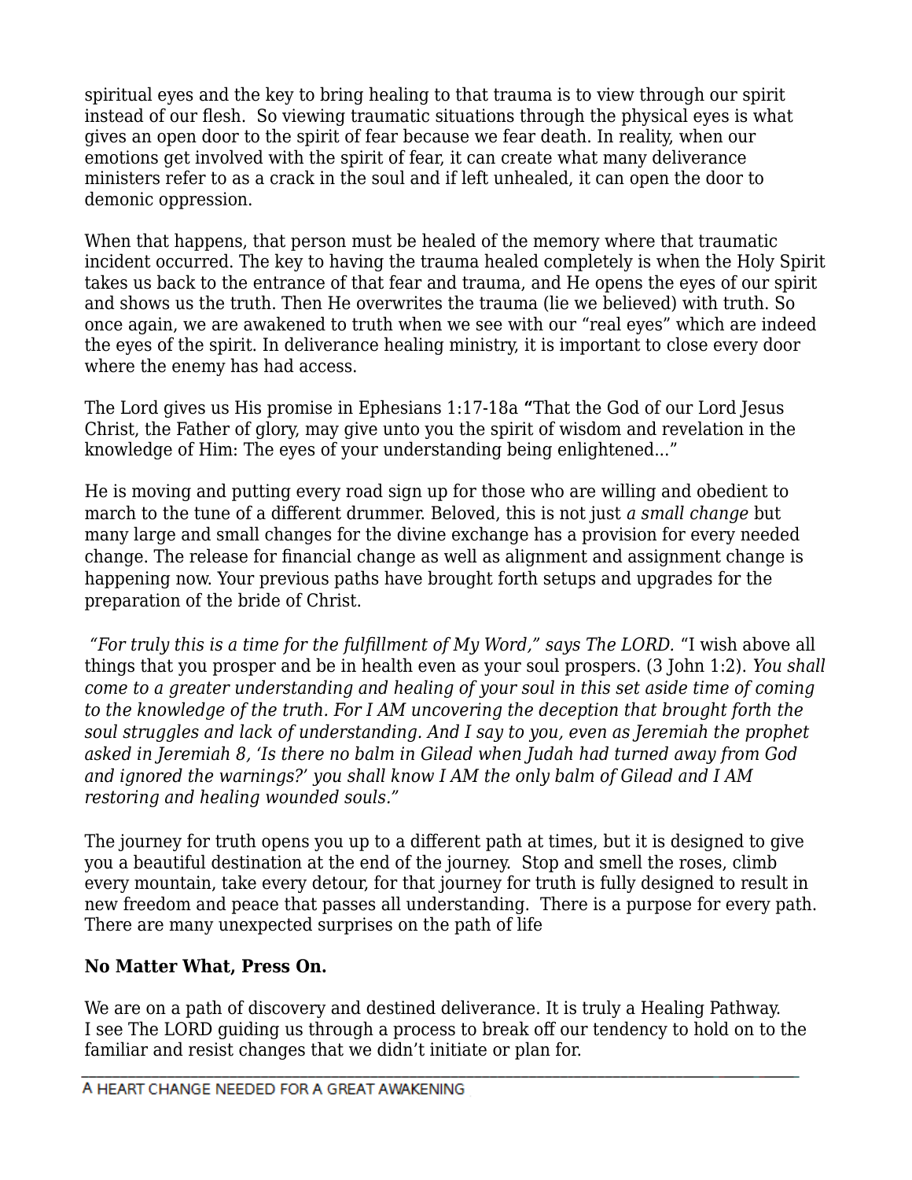spiritual eyes and the key to bring healing to that trauma is to view through our spirit instead of our flesh. So viewing traumatic situations through the physical eyes is what gives an open door to the spirit of fear because we fear death. In reality, when our emotions get involved with the spirit of fear, it can create what many deliverance ministers refer to as a crack in the soul and if left unhealed, it can open the door to demonic oppression.

When that happens, that person must be healed of the memory where that traumatic incident occurred. The key to having the trauma healed completely is when the Holy Spirit takes us back to the entrance of that fear and trauma, and He opens the eyes of our spirit and shows us the truth. Then He overwrites the trauma (lie we believed) with truth. So once again, we are awakened to truth when we see with our "real eyes" which are indeed the eyes of the spirit. In deliverance healing ministry, it is important to close every door where the enemy has had access.

The Lord gives us His promise in Ephesians 1:17-18a **"**That the God of our Lord Jesus Christ, the Father of glory, may give unto you the spirit of wisdom and revelation in the knowledge of Him: The eyes of your understanding being enlightened..."

He is moving and putting every road sign up for those who are willing and obedient to march to the tune of a different drummer. Beloved, this is not just *a small change* but many large and small changes for the divine exchange has a provision for every needed change. The release for financial change as well as alignment and assignment change is happening now. Your previous paths have brought forth setups and upgrades for the preparation of the bride of Christ.

*"For truly this is a time for the fulfillment of My Word," says The LORD.* "I wish above all things that you prosper and be in health even as your soul prospers. (3 John 1:2). *You shall come to a greater understanding and healing of your soul in this set aside time of coming to the knowledge of the truth. For I AM uncovering the deception that brought forth the soul struggles and lack of understanding. And I say to you, even as Jeremiah the prophet asked in Jeremiah 8, 'Is there no balm in Gilead when Judah had turned away from God and ignored the warnings?' you shall know I AM the only balm of Gilead and I AM restoring and healing wounded souls."*

The journey for truth opens you up to a different path at times, but it is designed to give you a beautiful destination at the end of the journey. Stop and smell the roses, climb every mountain, take every detour, for that journey for truth is fully designed to result in new freedom and peace that passes all understanding. There is a purpose for every path. There are many unexpected surprises on the path of life

**No Matter What, Press On.**

We are on a path of discovery and destined deliverance. It is truly a Healing Pathway. I see The LORD guiding us through a process to break off our tendency to hold on to the familiar and resist changes that we didn't initiate or plan for.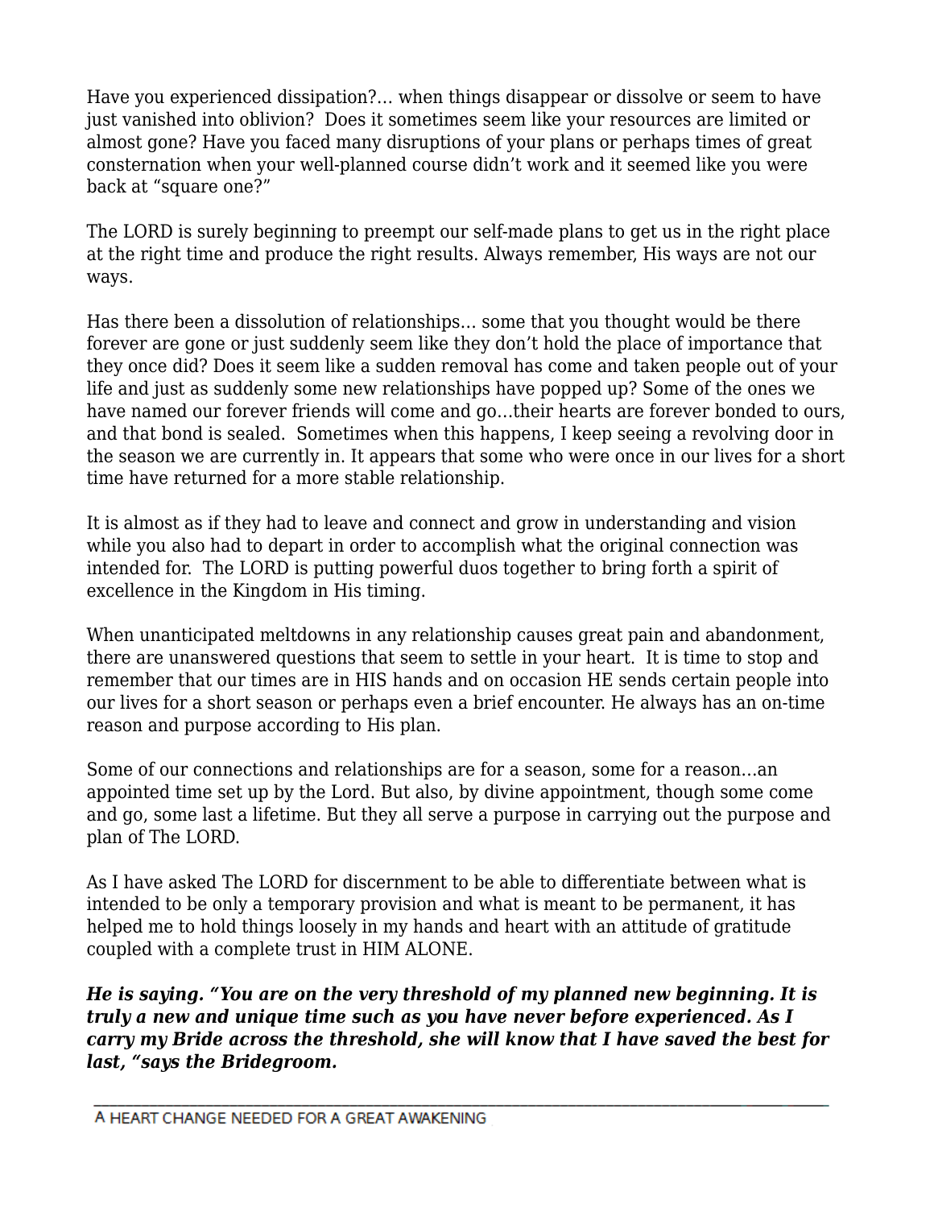Have you experienced dissipation?… when things disappear or dissolve or seem to have just vanished into oblivion? Does it sometimes seem like your resources are limited or almost gone? Have you faced many disruptions of your plans or perhaps times of great consternation when your well-planned course didn't work and it seemed like you were back at "square one?"

The LORD is surely beginning to preempt our self-made plans to get us in the right place at the right time and produce the right results. Always remember, His ways are not our ways.

Has there been a dissolution of relationships… some that you thought would be there forever are gone or just suddenly seem like they don't hold the place of importance that they once did? Does it seem like a sudden removal has come and taken people out of your life and just as suddenly some new relationships have popped up? Some of the ones we have named our forever friends will come and go…their hearts are forever bonded to ours, and that bond is sealed. Sometimes when this happens, I keep seeing a revolving door in the season we are currently in. It appears that some who were once in our lives for a short time have returned for a more stable relationship.

It is almost as if they had to leave and connect and grow in understanding and vision while you also had to depart in order to accomplish what the original connection was intended for. The LORD is putting powerful duos together to bring forth a spirit of excellence in the Kingdom in His timing.

When unanticipated meltdowns in any relationship causes great pain and abandonment, there are unanswered questions that seem to settle in your heart. It is time to stop and remember that our times are in HIS hands and on occasion HE sends certain people into our lives for a short season or perhaps even a brief encounter. He always has an on-time reason and purpose according to His plan.

Some of our connections and relationships are for a season, some for a reason…an appointed time set up by the Lord. But also, by divine appointment, though some come and go, some last a lifetime. But they all serve a purpose in carrying out the purpose and plan of The LORD.

As I have asked The LORD for discernment to be able to differentiate between what is intended to be only a temporary provision and what is meant to be permanent, it has helped me to hold things loosely in my hands and heart with an attitude of gratitude coupled with a complete trust in HIM ALONE.

***He is saying. "You are on the very threshold of my planned new beginning. It is truly a new and unique time such as you have never before experienced. As I carry my Bride across the threshold, she will know that I have saved the best for last, "says the Bridegroom.***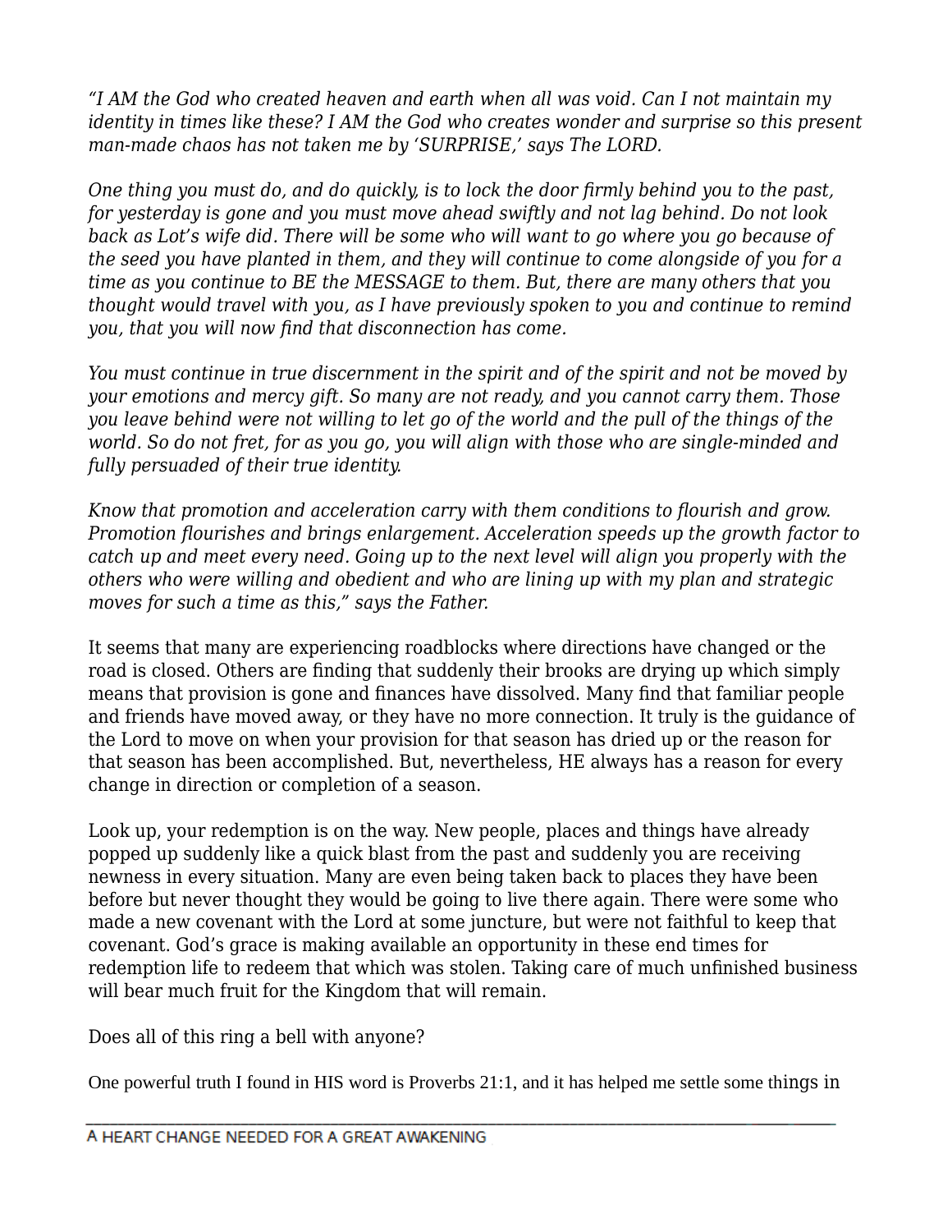*"I AM the God who created heaven and earth when all was void. Can I not maintain my identity in times like these? I AM the God who creates wonder and surprise so this present man-made chaos has not taken me by 'SURPRISE,' says The LORD.*

*One thing you must do, and do quickly, is to lock the door firmly behind you to the past, for yesterday is gone and you must move ahead swiftly and not lag behind. Do not look back as Lot's wife did. There will be some who will want to go where you go because of the seed you have planted in them, and they will continue to come alongside of you for a time as you continue to BE the MESSAGE to them. But, there are many others that you thought would travel with you, as I have previously spoken to you and continue to remind you, that you will now find that disconnection has come.*

*You must continue in true discernment in the spirit and of the spirit and not be moved by your emotions and mercy gift. So many are not ready, and you cannot carry them. Those you leave behind were not willing to let go of the world and the pull of the things of the world. So do not fret, for as you go, you will align with those who are single-minded and fully persuaded of their true identity.*

*Know that promotion and acceleration carry with them conditions to flourish and grow. Promotion flourishes and brings enlargement. Acceleration speeds up the growth factor to catch up and meet every need. Going up to the next level will align you properly with the others who were willing and obedient and who are lining up with my plan and strategic moves for such a time as this," says the Father.*

It seems that many are experiencing roadblocks where directions have changed or the road is closed. Others are finding that suddenly their brooks are drying up which simply means that provision is gone and finances have dissolved. Many find that familiar people and friends have moved away, or they have no more connection. It truly is the guidance of the Lord to move on when your provision for that season has dried up or the reason for that season has been accomplished. But, nevertheless, HE always has a reason for every change in direction or completion of a season.

Look up, your redemption is on the way. New people, places and things have already popped up suddenly like a quick blast from the past and suddenly you are receiving newness in every situation. Many are even being taken back to places they have been before but never thought they would be going to live there again. There were some who made a new covenant with the Lord at some juncture, but were not faithful to keep that covenant. God's grace is making available an opportunity in these end times for redemption life to redeem that which was stolen. Taking care of much unfinished business will bear much fruit for the Kingdom that will remain.

Does all of this ring a bell with anyone?

One powerful truth I found in HIS word is Proverbs 21:1, and it has helped me settle some things in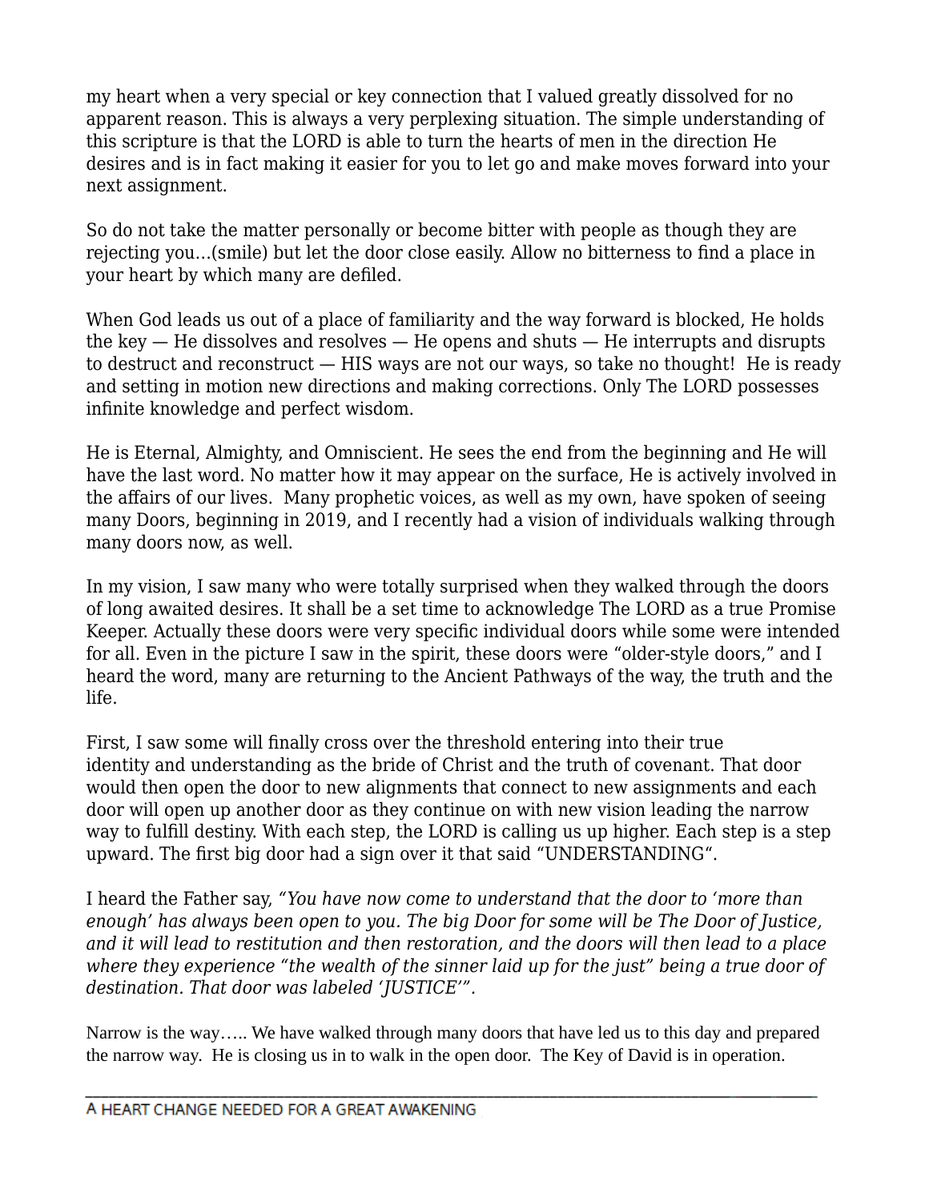my heart when a very special or key connection that I valued greatly dissolved for no apparent reason. This is always a very perplexing situation. The simple understanding of this scripture is that the LORD is able to turn the hearts of men in the direction He desires and is in fact making it easier for you to let go and make moves forward into your next assignment.

So do not take the matter personally or become bitter with people as though they are rejecting you…(smile) but let the door close easily. Allow no bitterness to find a place in your heart by which many are defiled.

When God leads us out of a place of familiarity and the way forward is blocked, He holds the key — He dissolves and resolves — He opens and shuts — He interrupts and disrupts to destruct and reconstruct — HIS ways are not our ways, so take no thought!  He is ready and setting in motion new directions and making corrections. Only The LORD possesses infinite knowledge and perfect wisdom.

He is Eternal, Almighty, and Omniscient. He sees the end from the beginning and He will have the last word. No matter how it may appear on the surface, He is actively involved in the affairs of our lives.  Many prophetic voices, as well as my own, have spoken of seeing many Doors, beginning in 2019, and I recently had a vision of individuals walking through many doors now, as well.

In my vision, I saw many who were totally surprised when they walked through the doors of long awaited desires. It shall be a set time to acknowledge The LORD as a true Promise Keeper. Actually these doors were very specific individual doors while some were intended for all. Even in the picture I saw in the spirit, these doors were "older-style doors," and I heard the word, many are returning to the Ancient Pathways of the way, the truth and the life.

First, I saw some will finally cross over the threshold entering into their true identity and understanding as the bride of Christ and the truth of covenant. That door would then open the door to new alignments that connect to new assignments and each door will open up another door as they continue on with new vision leading the narrow way to fulfill destiny. With each step, the LORD is calling us up higher. Each step is a step upward. The first big door had a sign over it that said "UNDERSTANDING".

I heard the Father say, *"You have now come to understand that the door to 'more than enough' has always been open to you. The big Door for some will be The Door of Justice, and it will lead to restitution and then restoration, and the doors will then lead to a place where they experience "the wealth of the sinner laid up for the just" being a true door of destination. That door was labeled 'JUSTICE'".*

Narrow is the way….. We have walked through many doors that have led us to this day and prepared the narrow way.  He is closing us in to walk in the open door.  The Key of David is in operation.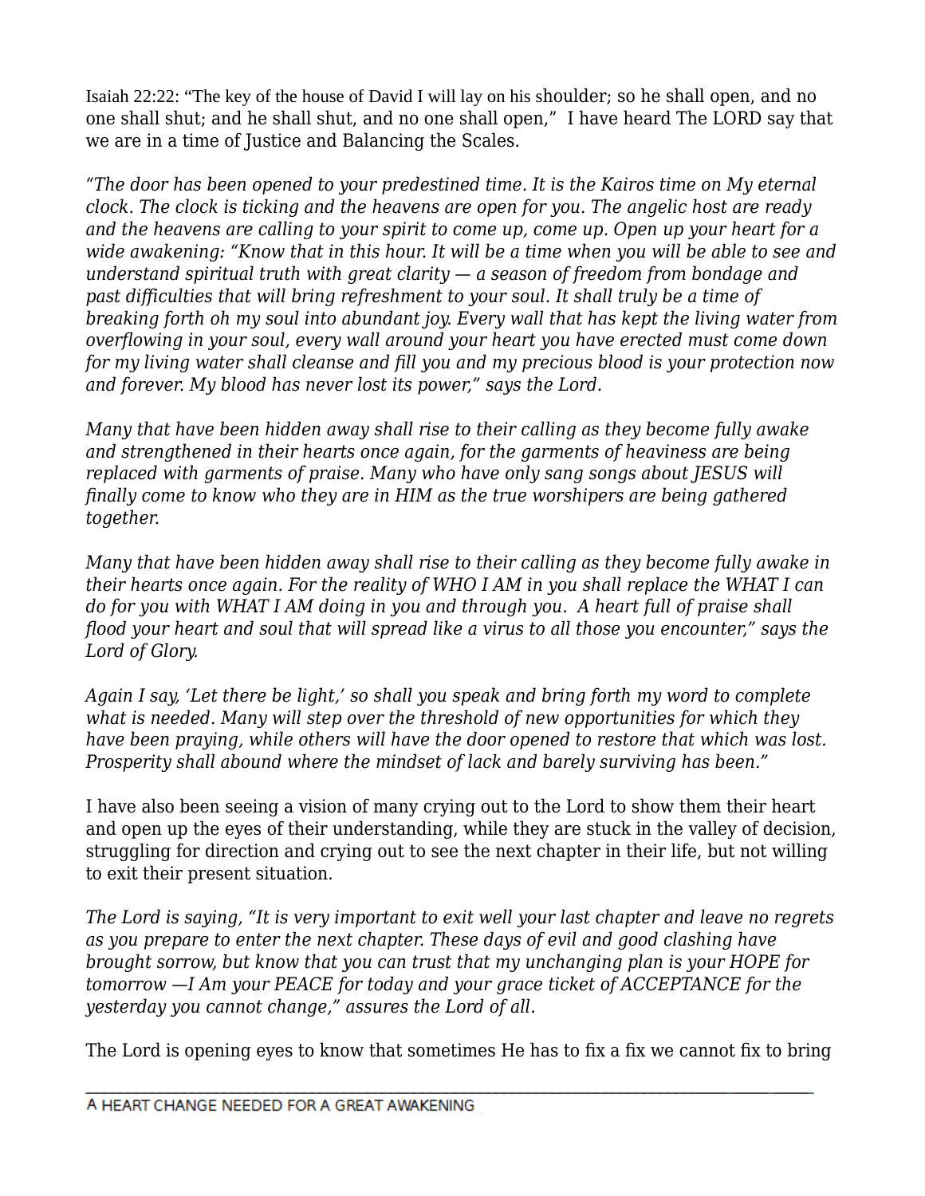Isaiah 22:22: “The key of the house of David I will lay on his shoulder; so he shall open, and no one shall shut; and he shall shut, and no one shall open,” I have heard The LORD say that we are in a time of Justice and Balancing the Scales.

*“The door has been opened to your predestined time. It is the Kairos time on My eternal clock. The clock is ticking and the heavens are open for you. The angelic host are ready and the heavens are calling to your spirit to come up, come up. Open up your heart for a wide awakening: “Know that in this hour. It will be a time when you will be able to see and understand spiritual truth with great clarity — a season of freedom from bondage and past difficulties that will bring refreshment to your soul. It shall truly be a time of breaking forth oh my soul into abundant joy. Every wall that has kept the living water from overflowing in your soul, every wall around your heart you have erected must come down for my living water shall cleanse and fill you and my precious blood is your protection now and forever. My blood has never lost its power,” says the Lord.*

*Many that have been hidden away shall rise to their calling as they become fully awake and strengthened in their hearts once again, for the garments of heaviness are being replaced with garments of praise. Many who have only sang songs about JESUS will finally come to know who they are in HIM as the true worshipers are being gathered together.*

*Many that have been hidden away shall rise to their calling as they become fully awake in their hearts once again. For the reality of WHO I AM in you shall replace the WHAT I can do for you with WHAT I AM doing in you and through you. A heart full of praise shall flood your heart and soul that will spread like a virus to all those you encounter,” says the Lord of Glory.*

*Again I say, ‘Let there be light,’ so shall you speak and bring forth my word to complete what is needed. Many will step over the threshold of new opportunities for which they have been praying, while others will have the door opened to restore that which was lost. Prosperity shall abound where the mindset of lack and barely surviving has been.”*

I have also been seeing a vision of many crying out to the Lord to show them their heart and open up the eyes of their understanding, while they are stuck in the valley of decision, struggling for direction and crying out to see the next chapter in their life, but not willing to exit their present situation.

*The Lord is saying, “It is very important to exit well your last chapter and leave no regrets as you prepare to enter the next chapter. These days of evil and good clashing have brought sorrow, but know that you can trust that my unchanging plan is your HOPE for tomorrow —I Am your PEACE for today and your grace ticket of ACCEPTANCE for the yesterday you cannot change,” assures the Lord of all.*

The Lord is opening eyes to know that sometimes He has to fix a fix we cannot fix to bring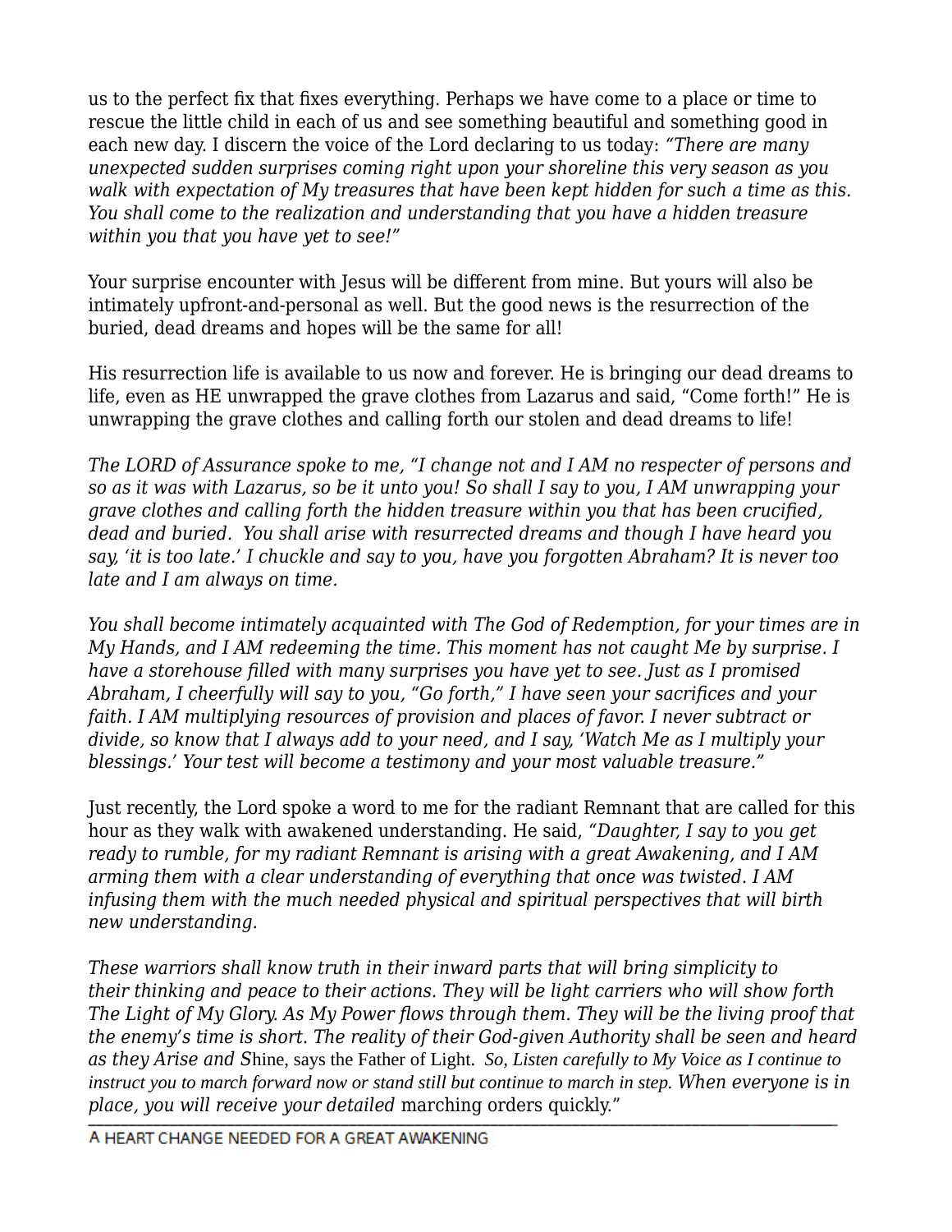us to the perfect fix that fixes everything. Perhaps we have come to a place or time to rescue the little child in each of us and see something beautiful and something good in each new day. I discern the voice of the Lord declaring to us today: *"There are many unexpected sudden surprises coming right upon your shoreline this very season as you walk with expectation of My treasures that have been kept hidden for such a time as this. You shall come to the realization and understanding that you have a hidden treasure within you that you have yet to see!"*

Your surprise encounter with Jesus will be different from mine. But yours will also be intimately upfront-and-personal as well. But the good news is the resurrection of the buried, dead dreams and hopes will be the same for all!

His resurrection life is available to us now and forever. He is bringing our dead dreams to life, even as HE unwrapped the grave clothes from Lazarus and said, "Come forth!" He is unwrapping the grave clothes and calling forth our stolen and dead dreams to life!

*The LORD of Assurance spoke to me, "I change not and I AM no respecter of persons and so as it was with Lazarus, so be it unto you! So shall I say to you, I AM unwrapping your grave clothes and calling forth the hidden treasure within you that has been crucified, dead and buried. You shall arise with resurrected dreams and though I have heard you say, 'it is too late.' I chuckle and say to you, have you forgotten Abraham? It is never too late and I am always on time.*

*You shall become intimately acquainted with The God of Redemption, for your times are in My Hands, and I AM redeeming the time. This moment has not caught Me by surprise. I have a storehouse filled with many surprises you have yet to see. Just as I promised Abraham, I cheerfully will say to you, "Go forth," I have seen your sacrifices and your faith. I AM multiplying resources of provision and places of favor. I never subtract or divide, so know that I always add to your need, and I say, 'Watch Me as I multiply your blessings.' Your test will become a testimony and your most valuable treasure."*

Just recently, the Lord spoke a word to me for the radiant Remnant that are called for this hour as they walk with awakened understanding. He said, *"Daughter, I say to you get ready to rumble, for my radiant Remnant is arising with a great Awakening, and I AM arming them with a clear understanding of everything that once was twisted. I AM infusing them with the much needed physical and spiritual perspectives that will birth new understanding.*

*These warriors shall know truth in their inward parts that will bring simplicity to their thinking and peace to their actions. They will be light carriers who will show forth The Light of My Glory. As My Power flows through them. They will be the living proof that the enemy's time is short. The reality of their God-given Authority shall be seen and heard as they Arise and S*hine, says the Father of Light. *So, Listen carefully to My Voice as I continue to instruct you to march forward now or stand still but continue to march in step. When everyone is in place, you will receive your detailed* marching orders quickly."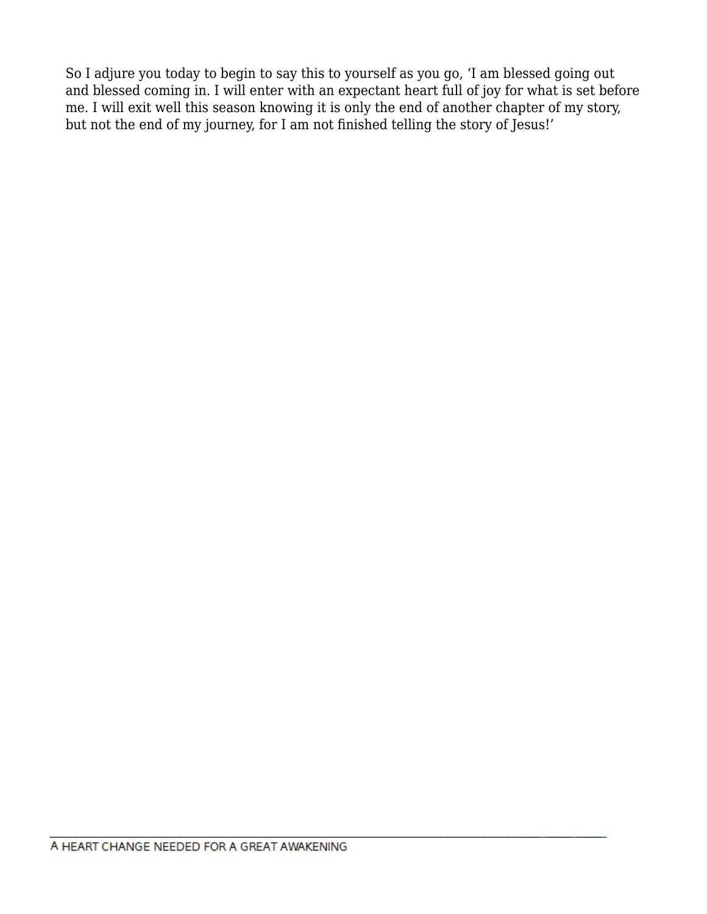So I adjure you today to begin to say this to yourself as you go, 'I am blessed going out and blessed coming in. I will enter with an expectant heart full of joy for what is set before me. I will exit well this season knowing it is only the end of another chapter of my story, but not the end of my journey, for I am not finished telling the story of Jesus!'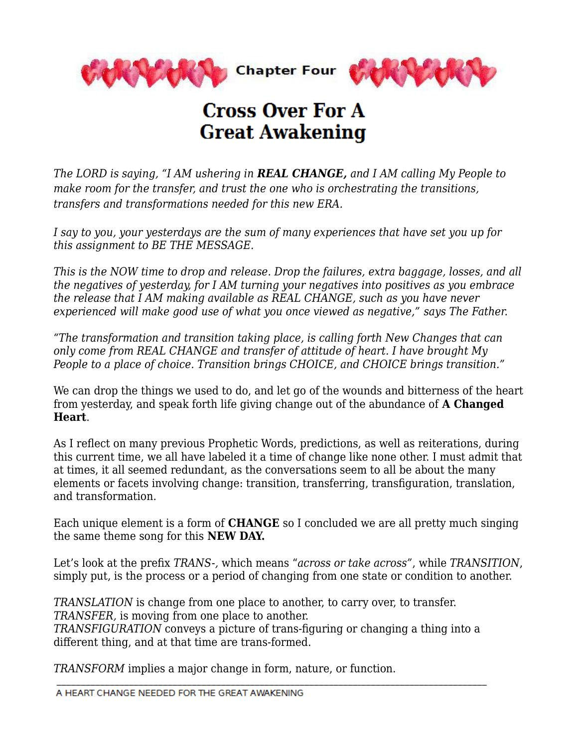Chapter Four

# Cross Over For A Great Awakening

*The LORD is saying, "I AM ushering in **REAL CHANGE,** and I AM calling My People to make room for the transfer, and trust the one who is orchestrating the transitions, transfers and transformations needed for this new ERA.*

*I say to you, your yesterdays are the sum of many experiences that have set you up for this assignment to BE THE MESSAGE.*

*This is the NOW time to drop and release. Drop the failures, extra baggage, losses, and all the negatives of yesterday, for I AM turning your negatives into positives as you embrace the release that I AM making available as REAL CHANGE, such as you have never experienced will make good use of what you once viewed as negative," says The Father.*

*"The transformation and transition taking place, is calling forth New Changes that can only come from REAL CHANGE and transfer of attitude of heart. I have brought My People to a place of choice. Transition brings CHOICE, and CHOICE brings transition."*

We can drop the things we used to do, and let go of the wounds and bitterness of the heart from yesterday, and speak forth life giving change out of the abundance of **A Changed Heart**.

As I reflect on many previous Prophetic Words, predictions, as well as reiterations, during this current time, we all have labeled it a time of change like none other. I must admit that at times, it all seemed redundant, as the conversations seem to all be about the many elements or facets involving change: transition, transferring, transfiguration, translation, and transformation.

Each unique element is a form of **CHANGE** so I concluded we are all pretty much singing the same theme song for this **NEW DAY.**

Let's look at the prefix *TRANS-,* which means "*across or take across*", while *TRANSITION*, simply put, is the process or a period of changing from one state or condition to another.

*TRANSLATION* is change from one place to another, to carry over, to transfer.
*TRANSFER,* is moving from one place to another.
*TRANSFIGURATION* conveys a picture of trans-figuring or changing a thing into a different thing, and at that time are trans-formed.

*TRANSFORM* implies a major change in form, nature, or function.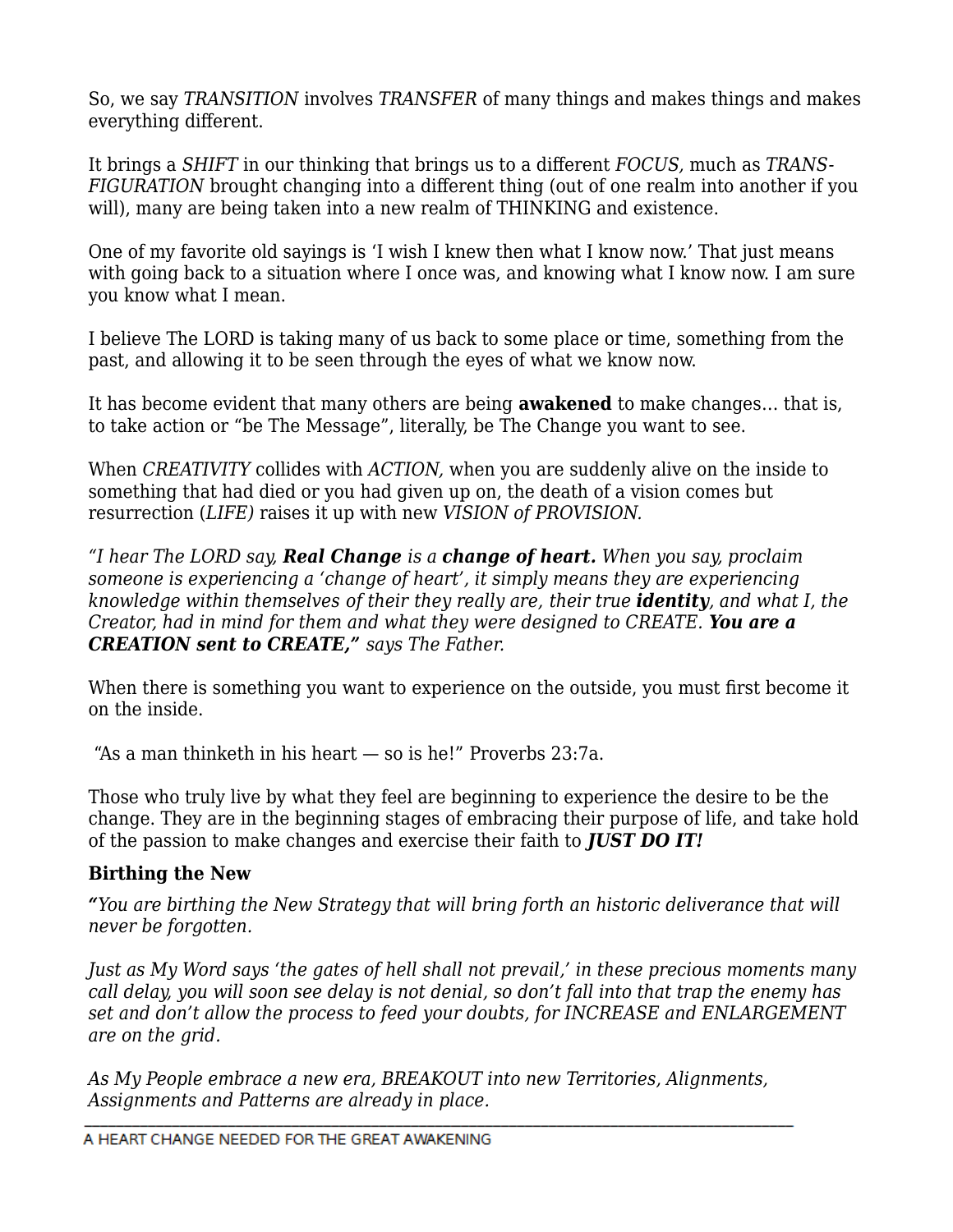So, we say *TRANSITION* involves *TRANSFER* of many things and makes things and makes everything different.

It brings a *SHIFT* in our thinking that brings us to a different *FOCUS,* much as *TRANS-FIGURATION* brought changing into a different thing (out of one realm into another if you will), many are being taken into a new realm of THINKING and existence.

One of my favorite old sayings is 'I wish I knew then what I know now.' That just means with going back to a situation where I once was, and knowing what I know now. I am sure you know what I mean.

I believe The LORD is taking many of us back to some place or time, something from the past, and allowing it to be seen through the eyes of what we know now.

It has become evident that many others are being **awakened** to make changes… that is, to take action or "be The Message", literally, be The Change you want to see.

When *CREATIVITY* collides with *ACTION,* when you are suddenly alive on the inside to something that had died or you had given up on, the death of a vision comes but resurrection (*LIFE)* raises it up with new *VISION of PROVISION.*

*"I hear The LORD say,* ***Real Change*** *is a* ***change of heart.*** *When you say, proclaim someone is experiencing a 'change of heart', it simply means they are experiencing knowledge within themselves of their they really are, their true* ***identity****, and what I, the Creator, had in mind for them and what they were designed to CREATE.* ***You are a CREATION sent to CREATE,"*** *says The Father.*

When there is something you want to experience on the outside, you must first become it on the inside.

"As a man thinketh in his heart — so is he!" Proverbs 23:7a.

Those who truly live by what they feel are beginning to experience the desire to be the change. They are in the beginning stages of embracing their purpose of life, and take hold of the passion to make changes and exercise their faith to ***JUST DO IT!***

### Birthing the New

**"***You are birthing the New Strategy that will bring forth an historic deliverance that will never be forgotten.*

*Just as My Word says 'the gates of hell shall not prevail,' in these precious moments many call delay, you will soon see delay is not denial, so don't fall into that trap the enemy has set and don't allow the process to feed your doubts, for INCREASE and ENLARGEMENT are on the grid.*

*As My People embrace a new era, BREAKOUT into new Territories, Alignments, Assignments and Patterns are already in place.*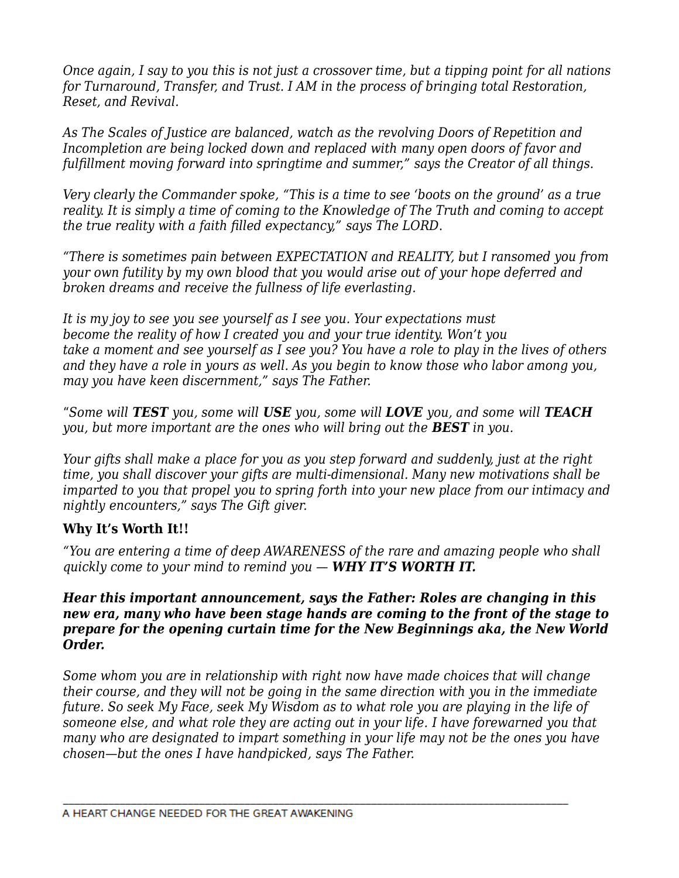*Once again, I say to you this is not just a crossover time, but a tipping point for all nations for Turnaround, Transfer, and Trust. I AM in the process of bringing total Restoration, Reset, and Revival.*

*As The Scales of Justice are balanced, watch as the revolving Doors of Repetition and Incompletion are being locked down and replaced with many open doors of favor and fulfillment moving forward into springtime and summer," says the Creator of all things.*

*Very clearly the Commander spoke, "This is a time to see 'boots on the ground' as a true reality. It is simply a time of coming to the Knowledge of The Truth and coming to accept the true reality with a faith filled expectancy," says The LORD.*

*"There is sometimes pain between EXPECTATION and REALITY, but I ransomed you from your own futility by my own blood that you would arise out of your hope deferred and broken dreams and receive the fullness of life everlasting.*

*It is my joy to see you see yourself as I see you. Your expectations must become the reality of how I created you and your true identity. Won't you take a moment and see yourself as I see you? You have a role to play in the lives of others and they have a role in yours as well. As you begin to know those who labor among you, may you have keen discernment," says The Father.*

*"Some will **TEST** you, some will **USE** you, some will **LOVE** you, and some will **TEACH** you, but more important are the ones who will bring out the **BEST** in you.*

*Your gifts shall make a place for you as you step forward and suddenly, just at the right time, you shall discover your gifts are multi-dimensional. Many new motivations shall be imparted to you that propel you to spring forth into your new place from our intimacy and nightly encounters," says The Gift giver.*

**Why It's Worth It!!**

*"You are entering a time of deep AWARENESS of the rare and amazing people who shall quickly come to your mind to remind you — **WHY IT'S WORTH IT.***

***Hear this important announcement, says the Father: Roles are changing in this new era, many who have been stage hands are coming to the front of the stage to prepare for the opening curtain time for the New Beginnings aka, the New World Order.***

*Some whom you are in relationship with right now have made choices that will change their course, and they will not be going in the same direction with you in the immediate future. So seek My Face, seek My Wisdom as to what role you are playing in the life of someone else, and what role they are acting out in your life. I have forewarned you that many who are designated to impart something in your life may not be the ones you have chosen—but the ones I have handpicked, says The Father.*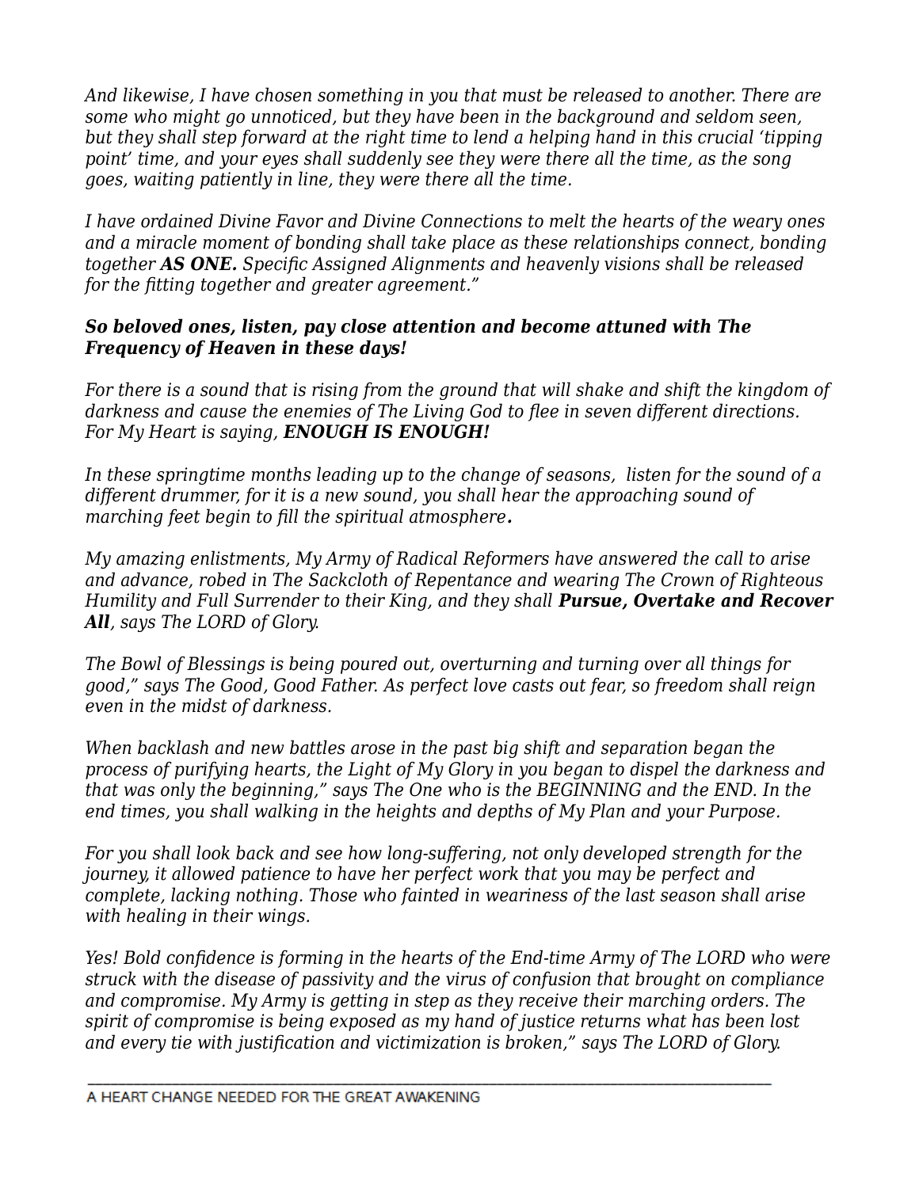*And likewise, I have chosen something in you that must be released to another. There are some who might go unnoticed, but they have been in the background and seldom seen, but they shall step forward at the right time to lend a helping hand in this crucial 'tipping point' time, and your eyes shall suddenly see they were there all the time, as the song goes, waiting patiently in line, they were there all the time.*

*I have ordained Divine Favor and Divine Connections to melt the hearts of the weary ones and a miracle moment of bonding shall take place as these relationships connect, bonding together **AS ONE.** Specific Assigned Alignments and heavenly visions shall be released for the fitting together and greater agreement."*

***So beloved ones, listen, pay close attention and become attuned with The Frequency of Heaven in these days!***

*For there is a sound that is rising from the ground that will shake and shift the kingdom of darkness and cause the enemies of The Living God to flee in seven different directions. For My Heart is saying, **ENOUGH IS ENOUGH!***

*In these springtime months leading up to the change of seasons, listen for the sound of a different drummer, for it is a new sound, you shall hear the approaching sound of marching feet begin to fill the spiritual atmosphere**.***

*My amazing enlistments, My Army of Radical Reformers have answered the call to arise and advance, robed in The Sackcloth of Repentance and wearing The Crown of Righteous Humility and Full Surrender to their King, and they shall **Pursue, Overtake and Recover All**, says The LORD of Glory.*

*The Bowl of Blessings is being poured out, overturning and turning over all things for good," says The Good, Good Father. As perfect love casts out fear, so freedom shall reign even in the midst of darkness.*

*When backlash and new battles arose in the past big shift and separation began the process of purifying hearts, the Light of My Glory in you began to dispel the darkness and that was only the beginning," says The One who is the BEGINNING and the END. In the end times, you shall walking in the heights and depths of My Plan and your Purpose.*

*For you shall look back and see how long-suffering, not only developed strength for the journey, it allowed patience to have her perfect work that you may be perfect and complete, lacking nothing. Those who fainted in weariness of the last season shall arise with healing in their wings.*

*Yes! Bold confidence is forming in the hearts of the End-time Army of The LORD who were struck with the disease of passivity and the virus of confusion that brought on compliance and compromise. My Army is getting in step as they receive their marching orders. The spirit of compromise is being exposed as my hand of justice returns what has been lost and every tie with justification and victimization is broken," says The LORD of Glory.*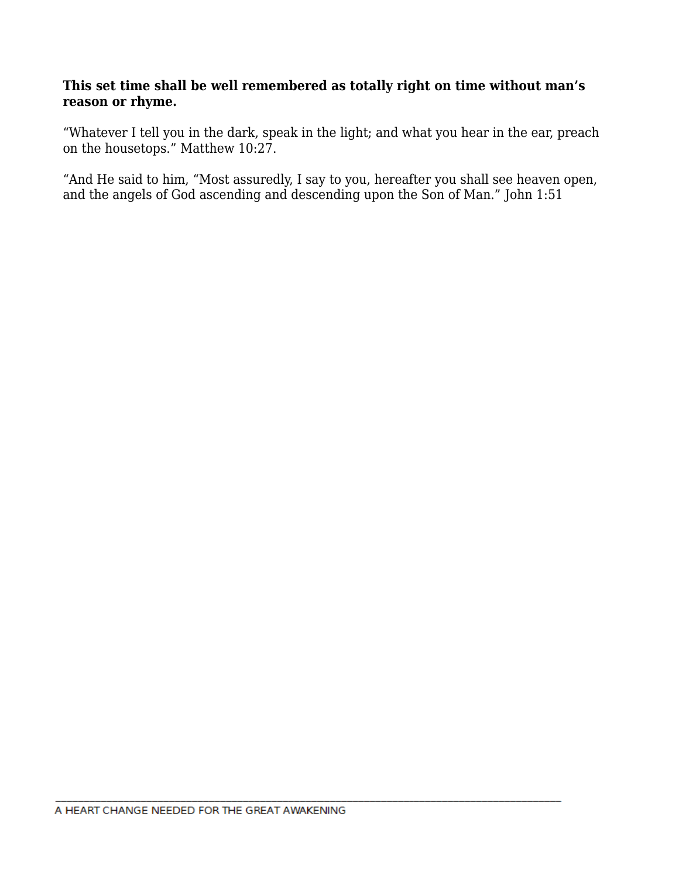**This set time shall be well remembered as totally right on time without man's reason or rhyme.**

"Whatever I tell you in the dark, speak in the light; and what you hear in the ear, preach on the housetops." Matthew 10:27.

"And He said to him, "Most assuredly, I say to you, hereafter you shall see heaven open, and the angels of God ascending and descending upon the Son of Man." John 1:51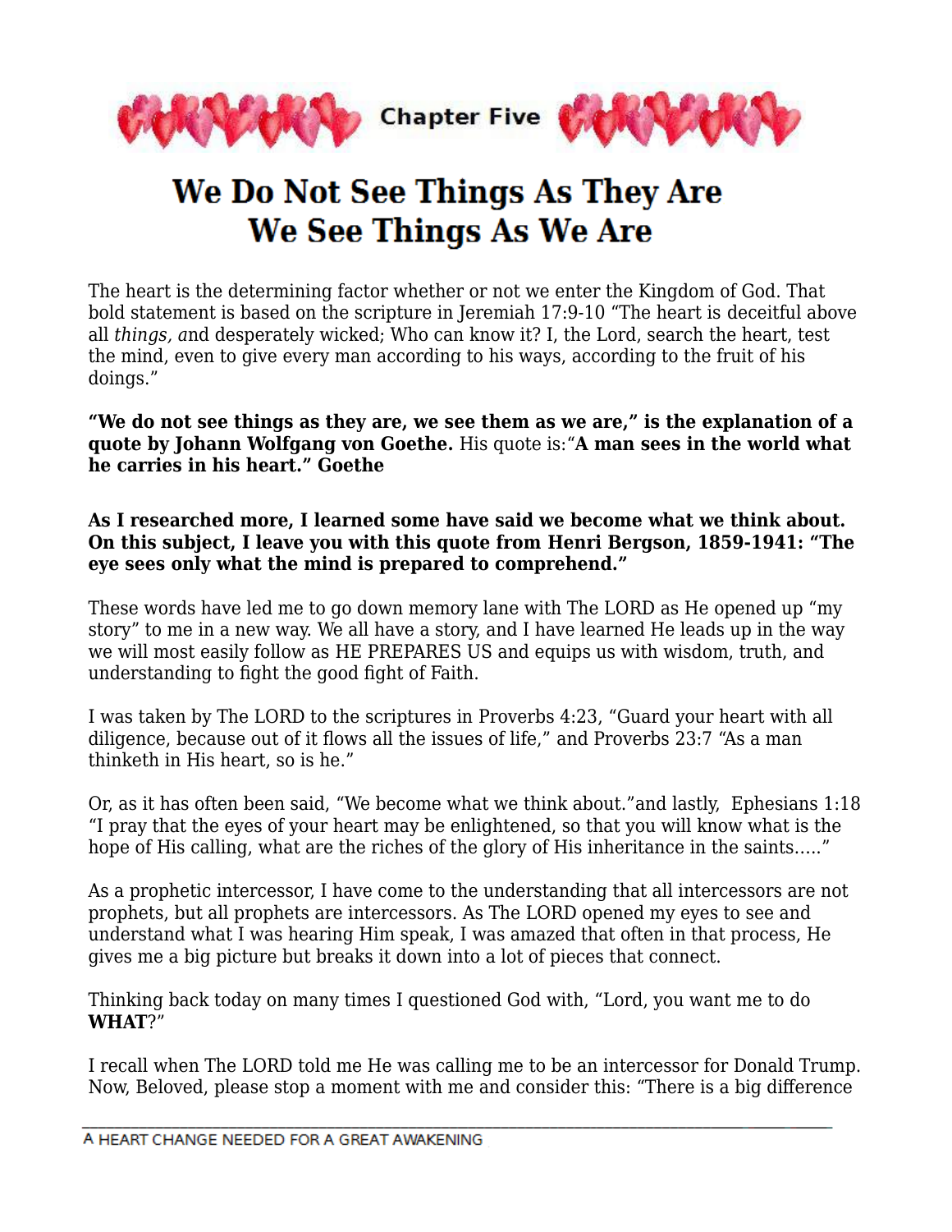Chapter Five

# We Do Not See Things As They Are We See Things As We Are

The heart is the determining factor whether or not we enter the Kingdom of God. That bold statement is based on the scripture in Jeremiah 17:9-10 "The heart is deceitful above all *things, a*nd desperately wicked; Who can know it? I, the Lord, search the heart, test the mind, even to give every man according to his ways, according to the fruit of his doings."

**"We do not see things as they are, we see them as we are," is the explanation of a quote by Johann Wolfgang von Goethe.** His quote is:"**A man sees in the world what he carries in his heart." Goethe**

**As I researched more, I learned some have said we become what we think about. On this subject, I leave you with this quote from Henri Bergson, 1859-1941: "The eye sees only what the mind is prepared to comprehend."**

These words have led me to go down memory lane with The LORD as He opened up "my story" to me in a new way. We all have a story, and I have learned He leads up in the way we will most easily follow as HE PREPARES US and equips us with wisdom, truth, and understanding to fight the good fight of Faith.

I was taken by The LORD to the scriptures in Proverbs 4:23, "Guard your heart with all diligence, because out of it flows all the issues of life," and Proverbs 23:7 "As a man thinketh in His heart, so is he."

Or, as it has often been said, "We become what we think about."and lastly, Ephesians 1:18 "I pray that the eyes of your heart may be enlightened, so that you will know what is the hope of His calling, what are the riches of the glory of His inheritance in the saints....."

As a prophetic intercessor, I have come to the understanding that all intercessors are not prophets, but all prophets are intercessors. As The LORD opened my eyes to see and understand what I was hearing Him speak, I was amazed that often in that process, He gives me a big picture but breaks it down into a lot of pieces that connect.

Thinking back today on many times I questioned God with, "Lord, you want me to do **WHAT**?"

I recall when The LORD told me He was calling me to be an intercessor for Donald Trump. Now, Beloved, please stop a moment with me and consider this: "There is a big difference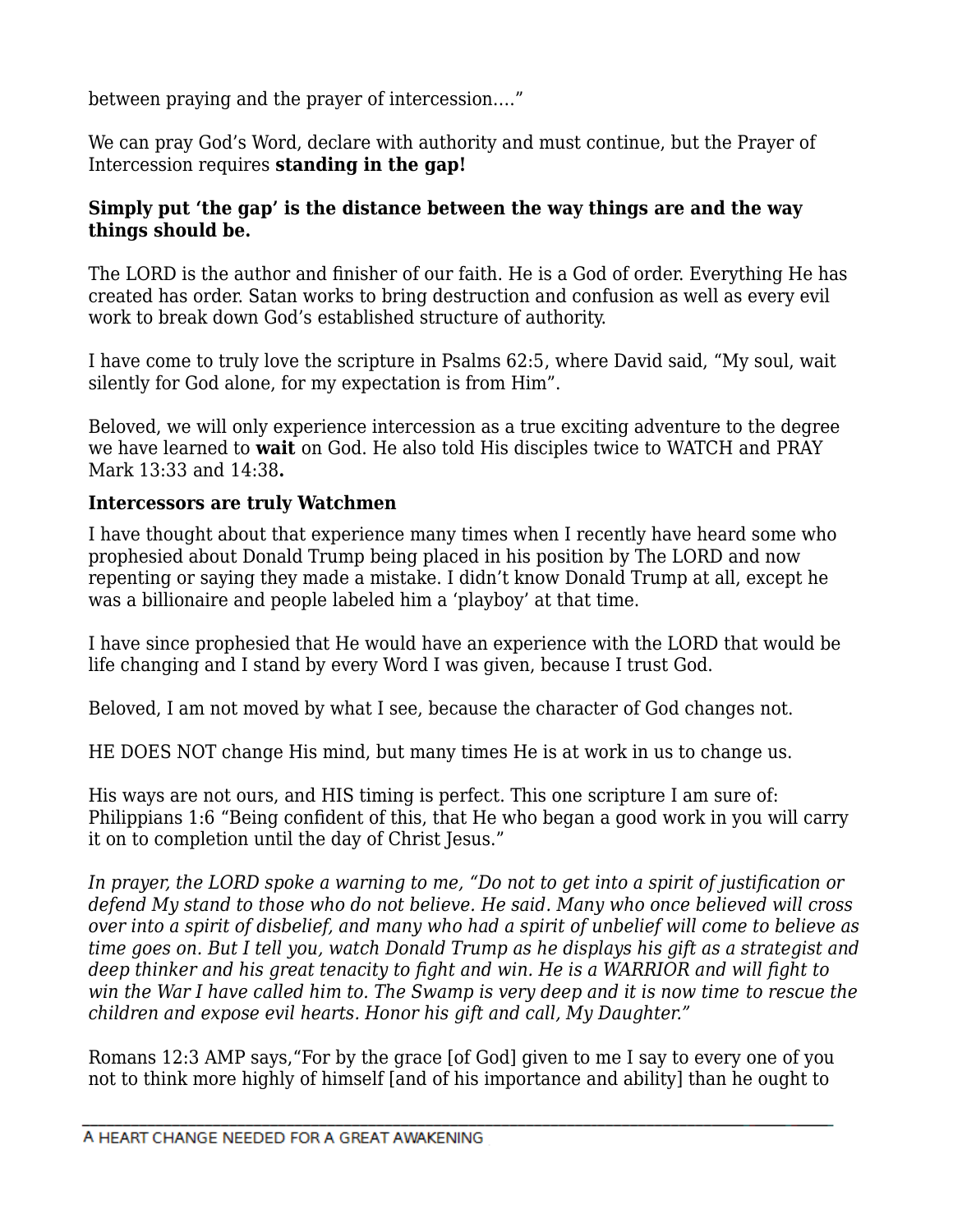between praying and the prayer of intercession…."

We can pray God's Word, declare with authority and must continue, but the Prayer of Intercession requires **standing in the gap!**

**Simply put 'the gap' is the distance between the way things are and the way things should be.**

The LORD is the author and finisher of our faith. He is a God of order. Everything He has created has order. Satan works to bring destruction and confusion as well as every evil work to break down God's established structure of authority.

I have come to truly love the scripture in Psalms 62:5, where David said, "My soul, wait silently for God alone, for my expectation is from Him".

Beloved, we will only experience intercession as a true exciting adventure to the degree we have learned to **wait** on God. He also told His disciples twice to WATCH and PRAY Mark 13:33 and 14:38**.**

**Intercessors are truly Watchmen**

I have thought about that experience many times when I recently have heard some who prophesied about Donald Trump being placed in his position by The LORD and now repenting or saying they made a mistake. I didn't know Donald Trump at all, except he was a billionaire and people labeled him a 'playboy' at that time.

I have since prophesied that He would have an experience with the LORD that would be life changing and I stand by every Word I was given, because I trust God.

Beloved, I am not moved by what I see, because the character of God changes not.

HE DOES NOT change His mind, but many times He is at work in us to change us.

His ways are not ours, and HIS timing is perfect. This one scripture I am sure of: Philippians 1:6 "Being confident of this, that He who began a good work in you will carry it on to completion until the day of Christ Jesus."

*In prayer, the LORD spoke a warning to me, "Do not to get into a spirit of justification or defend My stand to those who do not believe. He said. Many who once believed will cross over into a spirit of disbelief, and many who had a spirit of unbelief will come to believe as time goes on. But I tell you, watch Donald Trump as he displays his gift as a strategist and deep thinker and his great tenacity to fight and win. He is a WARRIOR and will fight to win the War I have called him to. The Swamp is very deep and it is now time to rescue the children and expose evil hearts. Honor his gift and call, My Daughter."*

Romans 12:3 AMP says,"For by the grace [of God] given to me I say to every one of you not to think more highly of himself [and of his importance and ability] than he ought to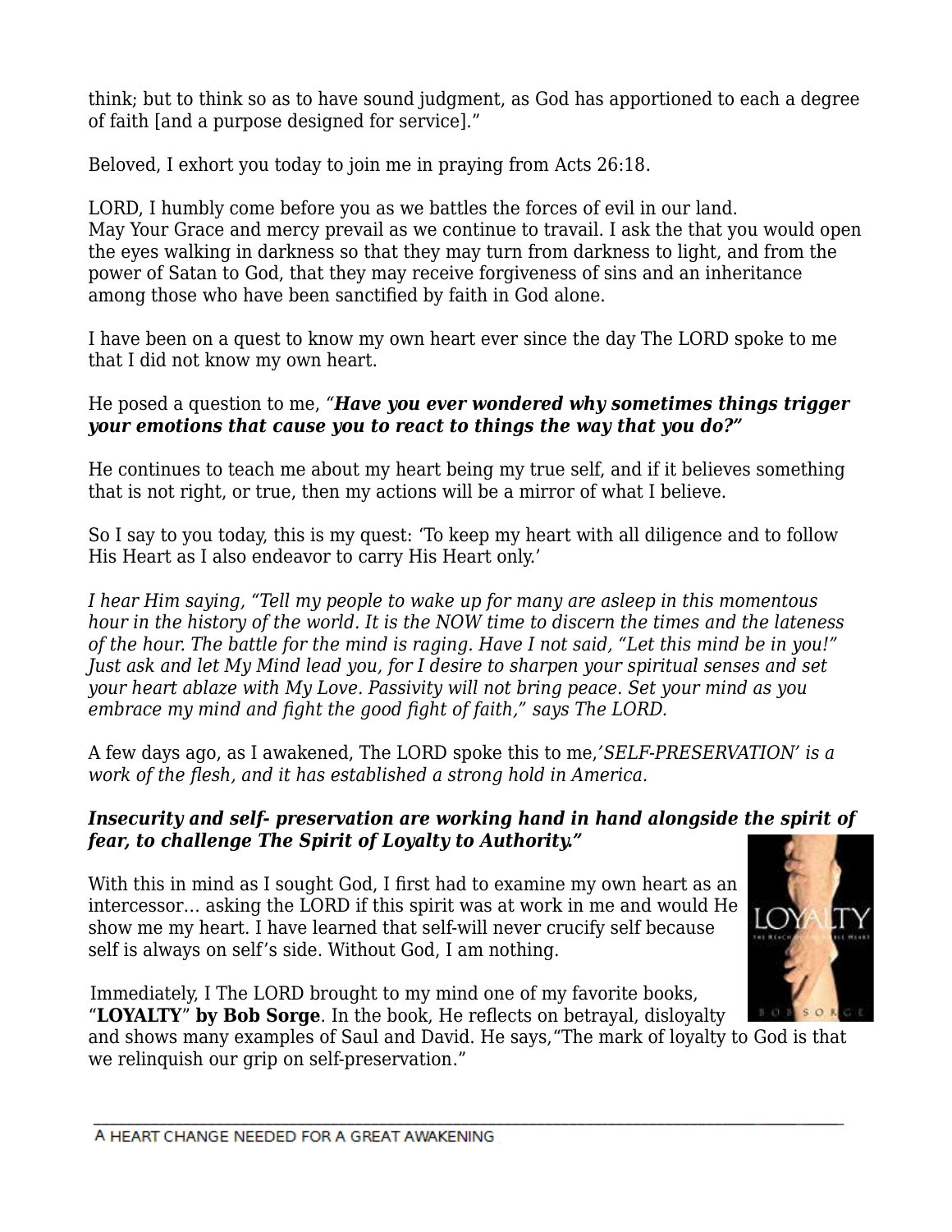think; but to think so as to have sound judgment, as God has apportioned to each a degree of faith [and a purpose designed for service]."

Beloved, I exhort you today to join me in praying from Acts 26:18.

LORD, I humbly come before you as we battles the forces of evil in our land.
May Your Grace and mercy prevail as we continue to travail. I ask the that you would open the eyes walking in darkness so that they may turn from darkness to light, and from the power of Satan to God, that they may receive forgiveness of sins and an inheritance among those who have been sanctified by faith in God alone.

I have been on a quest to know my own heart ever since the day The LORD spoke to me that I did not know my own heart.

He posed a question to me, *"**Have you ever wondered why sometimes things trigger your emotions that cause you to react to things the way that you do?"***

He continues to teach me about my heart being my true self, and if it believes something that is not right, or true, then my actions will be a mirror of what I believe.

So I say to you today, this is my quest: 'To keep my heart with all diligence and to follow His Heart as I also endeavor to carry His Heart only.'

*I hear Him saying, "Tell my people to wake up for many are asleep in this momentous hour in the history of the world. It is the NOW time to discern the times and the lateness of the hour. The battle for the mind is raging. Have I not said, "Let this mind be in you!" Just ask and let My Mind lead you, for I desire to sharpen your spiritual senses and set your heart ablaze with My Love. Passivity will not bring peace. Set your mind as you embrace my mind and fight the good fight of faith," says The LORD.*

A few days ago, as I awakened, The LORD spoke this to me,*'SELF-PRESERVATION' is a work of the flesh, and it has established a strong hold in America.*

***Insecurity and self- preservation are working hand in hand alongside the spirit of fear, to challenge The Spirit of Loyalty to Authority."***

With this in mind as I sought God, I first had to examine my own heart as an intercessor… asking the LORD if this spirit was at work in me and would He show me my heart. I have learned that self-will never crucify self because self is always on self's side. Without God, I am nothing.

Immediately, I The LORD brought to my mind one of my favorite books, "**LOYALTY**" **by Bob Sorge**. In the book, He reflects on betrayal, disloyalty and shows many examples of Saul and David. He says,"The mark of loyalty to God is that we relinquish our grip on self-preservation."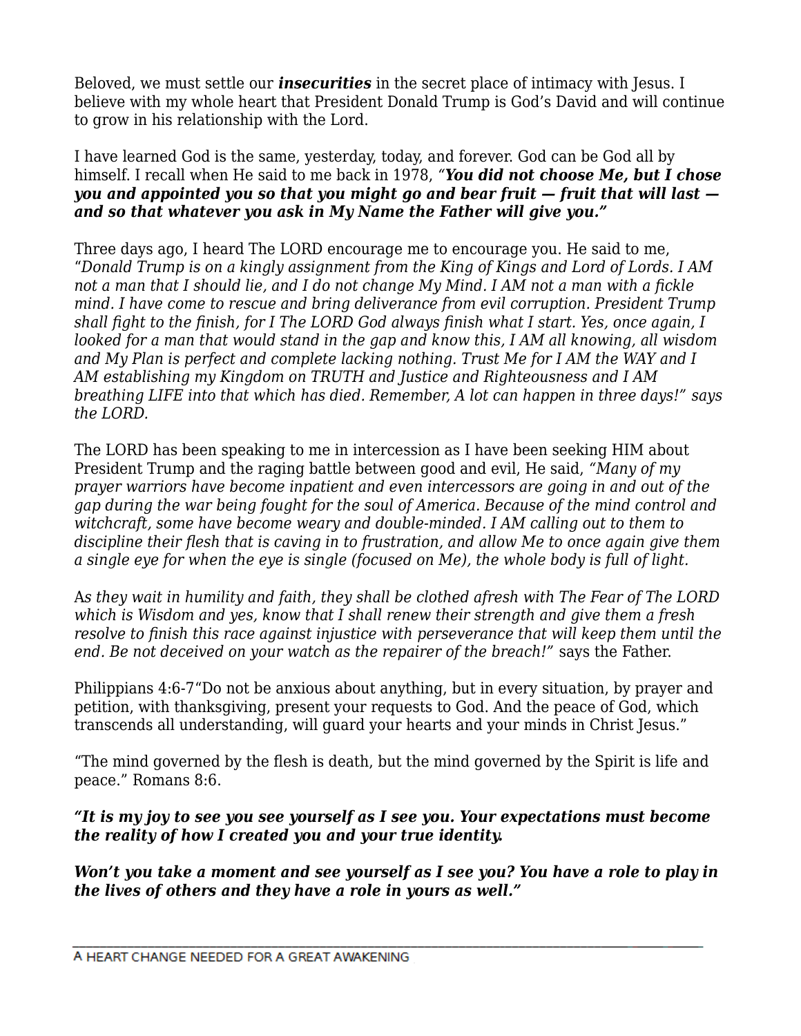Beloved, we must settle our ***insecurities*** in the secret place of intimacy with Jesus. I believe with my whole heart that President Donald Trump is God's David and will continue to grow in his relationship with the Lord.

I have learned God is the same, yesterday, today, and forever. God can be God all by himself. I recall when He said to me back in 1978, "***You did not choose Me, but I chose you and appointed you so that you might go and bear fruit — fruit that will last — and so that whatever you ask in My Name the Father will give you.***"

Three days ago, I heard The LORD encourage me to encourage you. He said to me, "*Donald Trump is on a kingly assignment from the King of Kings and Lord of Lords. I AM not a man that I should lie, and I do not change My Mind. I AM not a man with a fickle mind. I have come to rescue and bring deliverance from evil corruption. President Trump shall fight to the finish, for I The LORD God always finish what I start. Yes, once again, I looked for a man that would stand in the gap and know this, I AM all knowing, all wisdom and My Plan is perfect and complete lacking nothing. Trust Me for I AM the WAY and I AM establishing my Kingdom on TRUTH and Justice and Righteousness and I AM breathing LIFE into that which has died. Remember, A lot can happen in three days!" says the LORD.*

The LORD has been speaking to me in intercession as I have been seeking HIM about President Trump and the raging battle between good and evil, He said, *"Many of my prayer warriors have become inpatient and even intercessors are going in and out of the gap during the war being fought for the soul of America. Because of the mind control and witchcraft, some have become weary and double-minded. I AM calling out to them to discipline their flesh that is caving in to frustration, and allow Me to once again give them a single eye for when the eye is single (focused on Me), the whole body is full of light.*

*As they wait in humility and faith, they shall be clothed afresh with The Fear of The LORD which is Wisdom and yes, know that I shall renew their strength and give them a fresh resolve to finish this race against injustice with perseverance that will keep them until the end. Be not deceived on your watch as the repairer of the breach!"* says the Father.

Philippians 4:6-7"Do not be anxious about anything, but in every situation, by prayer and petition, with thanksgiving, present your requests to God. And the peace of God, which transcends all understanding, will guard your hearts and your minds in Christ Jesus."

"The mind governed by the flesh is death, but the mind governed by the Spirit is life and peace." Romans 8:6.

***"It is my joy to see you see yourself as I see you. Your expectations must become the reality of how I created you and your true identity.***

***Won't you take a moment and see yourself as I see you? You have a role to play in the lives of others and they have a role in yours as well."***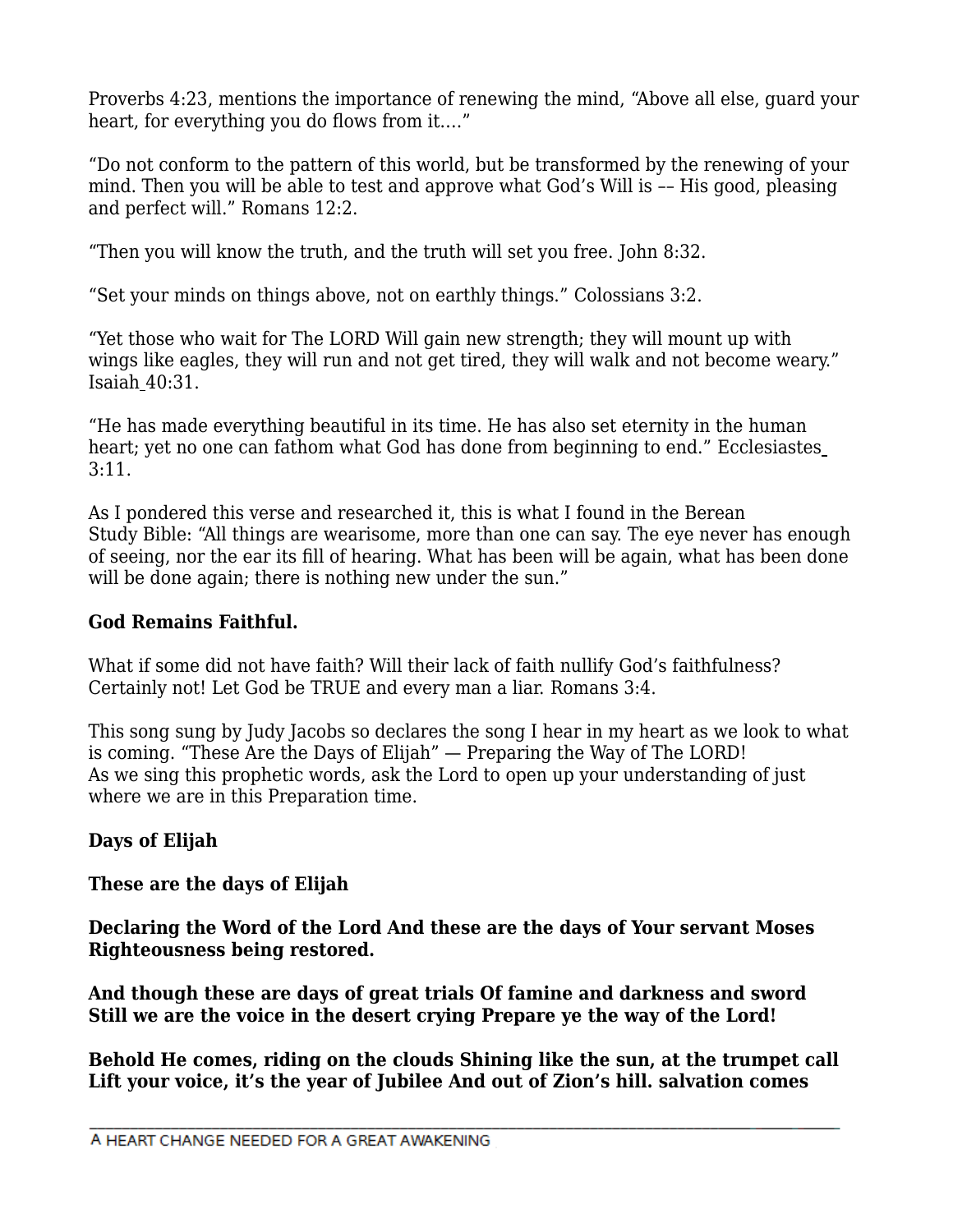Proverbs 4:23, mentions the importance of renewing the mind, “Above all else, guard your heart, for everything you do flows from it….”

“Do not conform to the pattern of this world, but be transformed by the renewing of your mind. Then you will be able to test and approve what God’s Will is –– His good, pleasing and perfect will.” Romans 12:2.

“Then you will know the truth, and the truth will set you free. John 8:32.

“Set your minds on things above, not on earthly things.” Colossians 3:2.

“Yet those who wait for The LORD Will gain new strength; they will mount up with wings like eagles, they will run and not get tired, they will walk and not become weary.” Isaiah 40:31.

“He has made everything beautiful in its time. He has also set eternity in the human heart; yet no one can fathom what God has done from beginning to end.” Ecclesiastes 3:11.

As I pondered this verse and researched it, this is what I found in the Berean Study Bible: “All things are wearisome, more than one can say. The eye never has enough of seeing, nor the ear its fill of hearing. What has been will be again, what has been done will be done again; there is nothing new under the sun.”

**God Remains Faithful.**

What if some did not have faith? Will their lack of faith nullify God’s faithfulness? Certainly not! Let God be TRUE and every man a liar. Romans 3:4.

This song sung by Judy Jacobs so declares the song I hear in my heart as we look to what is coming. “These Are the Days of Elijah” — Preparing the Way of The LORD!
As we sing this prophetic words, ask the Lord to open up your understanding of just where we are in this Preparation time.

**Days of Elijah**

**These are the days of Elijah**

**Declaring the Word of the Lord And these are the days of Your servant Moses Righteousness being restored.**

**And though these are days of great trials Of famine and darkness and sword Still we are the voice in the desert crying Prepare ye the way of the Lord!**

**Behold He comes, riding on the clouds Shining like the sun, at the trumpet call Lift your voice, it’s the year of Jubilee And out of Zion’s hill. salvation comes**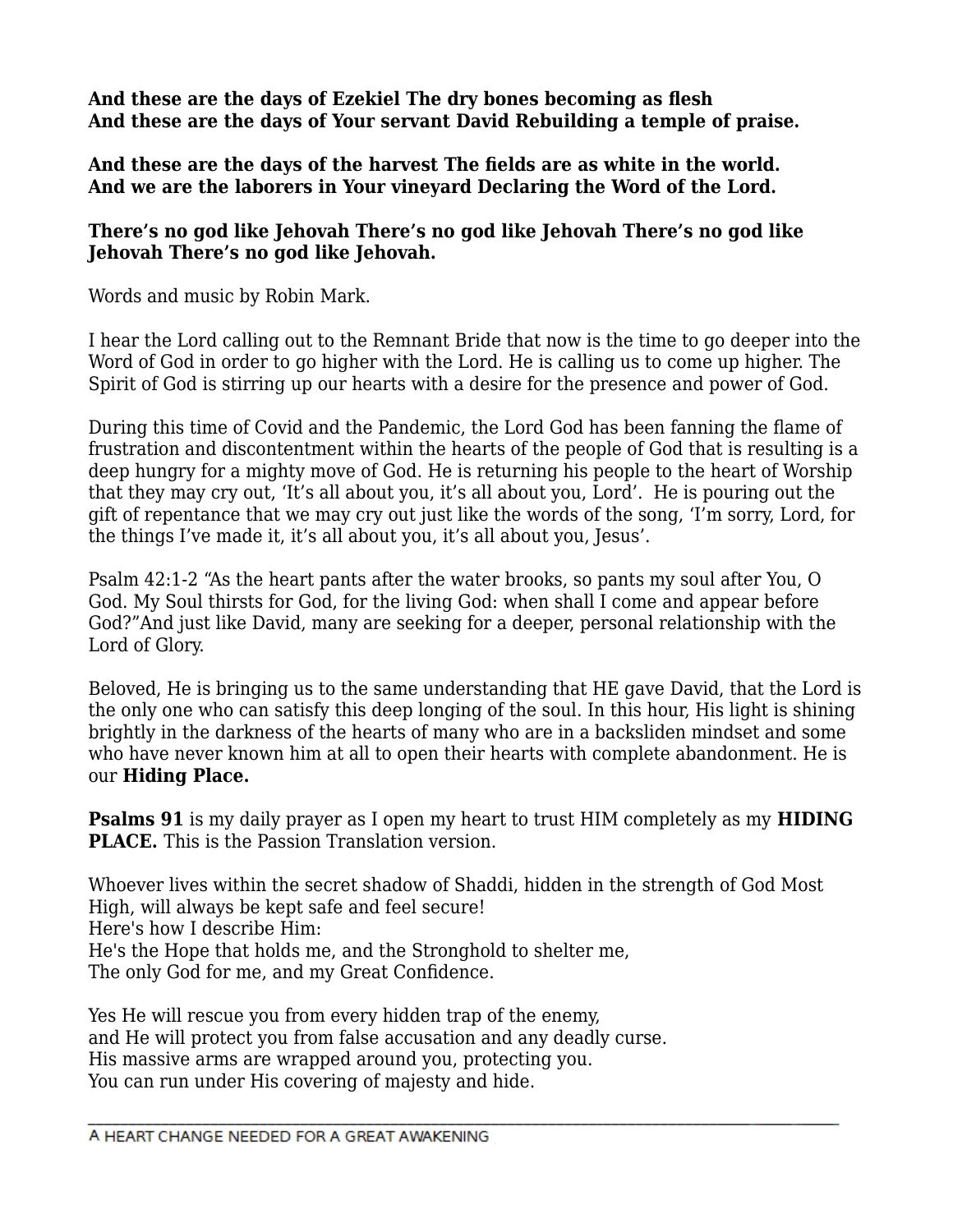**And these are the days of Ezekiel The dry bones becoming as flesh**
**And these are the days of Your servant David Rebuilding a temple of praise.**

**And these are the days of the harvest The fields are as white in the world.**
**And we are the laborers in Your vineyard Declaring the Word of the Lord.**

**There's no god like Jehovah There's no god like Jehovah There's no god like Jehovah There's no god like Jehovah.**

Words and music by Robin Mark.

I hear the Lord calling out to the Remnant Bride that now is the time to go deeper into the Word of God in order to go higher with the Lord. He is calling us to come up higher. The Spirit of God is stirring up our hearts with a desire for the presence and power of God.

During this time of Covid and the Pandemic, the Lord God has been fanning the flame of frustration and discontentment within the hearts of the people of God that is resulting is a deep hungry for a mighty move of God. He is returning his people to the heart of Worship that they may cry out, 'It's all about you, it's all about you, Lord'. He is pouring out the gift of repentance that we may cry out just like the words of the song, 'I'm sorry, Lord, for the things I've made it, it's all about you, it's all about you, Jesus'.

Psalm 42:1-2 "As the heart pants after the water brooks, so pants my soul after You, O God. My Soul thirsts for God, for the living God: when shall I come and appear before God?"And just like David, many are seeking for a deeper, personal relationship with the Lord of Glory.

Beloved, He is bringing us to the same understanding that HE gave David, that the Lord is the only one who can satisfy this deep longing of the soul. In this hour, His light is shining brightly in the darkness of the hearts of many who are in a backsliden mindset and some who have never known him at all to open their hearts with complete abandonment. He is our **Hiding Place.**

**Psalms 91** is my daily prayer as I open my heart to trust HIM completely as my **HIDING PLACE.** This is the Passion Translation version.

Whoever lives within the secret shadow of Shaddi, hidden in the strength of God Most High, will always be kept safe and feel secure!
Here's how I describe Him:
He's the Hope that holds me, and the Stronghold to shelter me,
The only God for me, and my Great Confidence.

Yes He will rescue you from every hidden trap of the enemy,
and He will protect you from false accusation and any deadly curse.
His massive arms are wrapped around you, protecting you.
You can run under His covering of majesty and hide.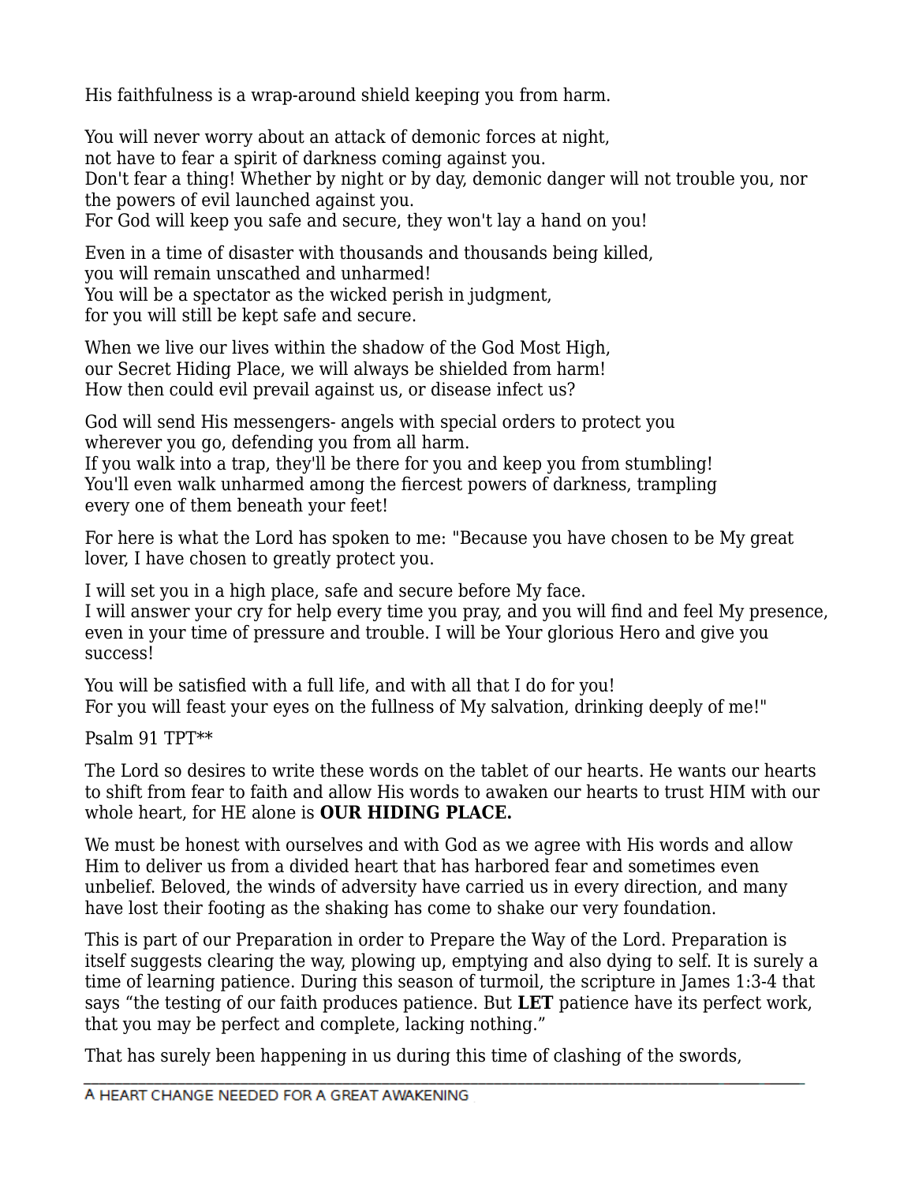His faithfulness is a wrap-around shield keeping you from harm.

You will never worry about an attack of demonic forces at night,
not have to fear a spirit of darkness coming against you.
Don't fear a thing! Whether by night or by day, demonic danger will not trouble you, nor the powers of evil launched against you.
For God will keep you safe and secure, they won't lay a hand on you!

Even in a time of disaster with thousands and thousands being killed,
you will remain unscathed and unharmed!
You will be a spectator as the wicked perish in judgment,
for you will still be kept safe and secure.

When we live our lives within the shadow of the God Most High,
our Secret Hiding Place, we will always be shielded from harm!
How then could evil prevail against us, or disease infect us?

God will send His messengers- angels with special orders to protect you
wherever you go, defending you from all harm.
If you walk into a trap, they'll be there for you and keep you from stumbling!
You'll even walk unharmed among the fiercest powers of darkness, trampling
every one of them beneath your feet!

For here is what the Lord has spoken to me: "Because you have chosen to be My great lover, I have chosen to greatly protect you.

I will set you in a high place, safe and secure before My face.
I will answer your cry for help every time you pray, and you will find and feel My presence, even in your time of pressure and trouble. I will be Your glorious Hero and give you success!

You will be satisfied with a full life, and with all that I do for you!
For you will feast your eyes on the fullness of My salvation, drinking deeply of me!"

Psalm 91 TPT**

The Lord so desires to write these words on the tablet of our hearts. He wants our hearts to shift from fear to faith and allow His words to awaken our hearts to trust HIM with our whole heart, for HE alone is **OUR HIDING PLACE.**

We must be honest with ourselves and with God as we agree with His words and allow Him to deliver us from a divided heart that has harbored fear and sometimes even unbelief. Beloved, the winds of adversity have carried us in every direction, and many have lost their footing as the shaking has come to shake our very foundation.

This is part of our Preparation in order to Prepare the Way of the Lord. Preparation is itself suggests clearing the way, plowing up, emptying and also dying to self. It is surely a time of learning patience. During this season of turmoil, the scripture in James 1:3-4 that says "the testing of our faith produces patience. But **LET** patience have its perfect work, that you may be perfect and complete, lacking nothing."

That has surely been happening in us during this time of clashing of the swords,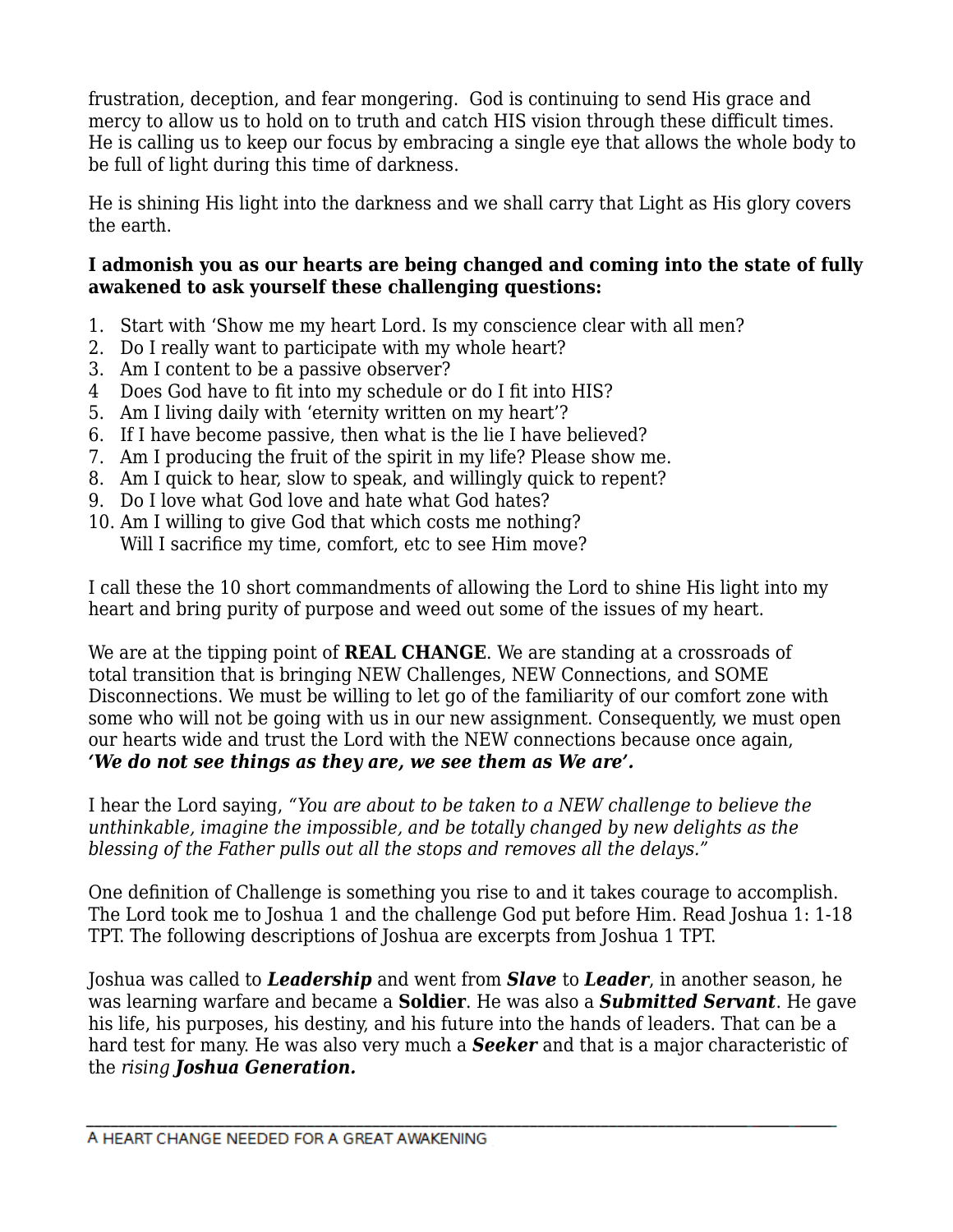frustration, deception, and fear mongering. God is continuing to send His grace and mercy to allow us to hold on to truth and catch HIS vision through these difficult times. He is calling us to keep our focus by embracing a single eye that allows the whole body to be full of light during this time of darkness.

He is shining His light into the darkness and we shall carry that Light as His glory covers the earth.

**I admonish you as our hearts are being changed and coming into the state of fully awakened to ask yourself these challenging questions:**

1. Start with 'Show me my heart Lord. Is my conscience clear with all men?
2. Do I really want to participate with my whole heart?
3. Am I content to be a passive observer?
4. Does God have to fit into my schedule or do I fit into HIS?
5. Am I living daily with 'eternity written on my heart'?
6. If I have become passive, then what is the lie I have believed?
7. Am I producing the fruit of the spirit in my life? Please show me.
8. Am I quick to hear, slow to speak, and willingly quick to repent?
9. Do I love what God love and hate what God hates?
10. Am I willing to give God that which costs me nothing?
    Will I sacrifice my time, comfort, etc to see Him move?

I call these the 10 short commandments of allowing the Lord to shine His light into my heart and bring purity of purpose and weed out some of the issues of my heart.

We are at the tipping point of **REAL CHANGE**. We are standing at a crossroads of total transition that is bringing NEW Challenges, NEW Connections, and SOME Disconnections. We must be willing to let go of the familiarity of our comfort zone with some who will not be going with us in our new assignment. Consequently, we must open our hearts wide and trust the Lord with the NEW connections because once again, ***'We do not see things as they are, we see them as We are'.***

I hear the Lord saying, *"You are about to be taken to a NEW challenge to believe the unthinkable, imagine the impossible, and be totally changed by new delights as the blessing of the Father pulls out all the stops and removes all the delays."*

One definition of Challenge is something you rise to and it takes courage to accomplish. The Lord took me to Joshua 1 and the challenge God put before Him. Read Joshua 1: 1-18 TPT. The following descriptions of Joshua are excerpts from Joshua 1 TPT.

Joshua was called to ***Leadership*** and went from ***Slave*** to ***Leader***, in another season, he was learning warfare and became a **Soldier**. He was also a ***Submitted Servant***. He gave his life, his purposes, his destiny, and his future into the hands of leaders. That can be a hard test for many. He was also very much a ***Seeker*** and that is a major characteristic of the *rising* ***Joshua Generation.***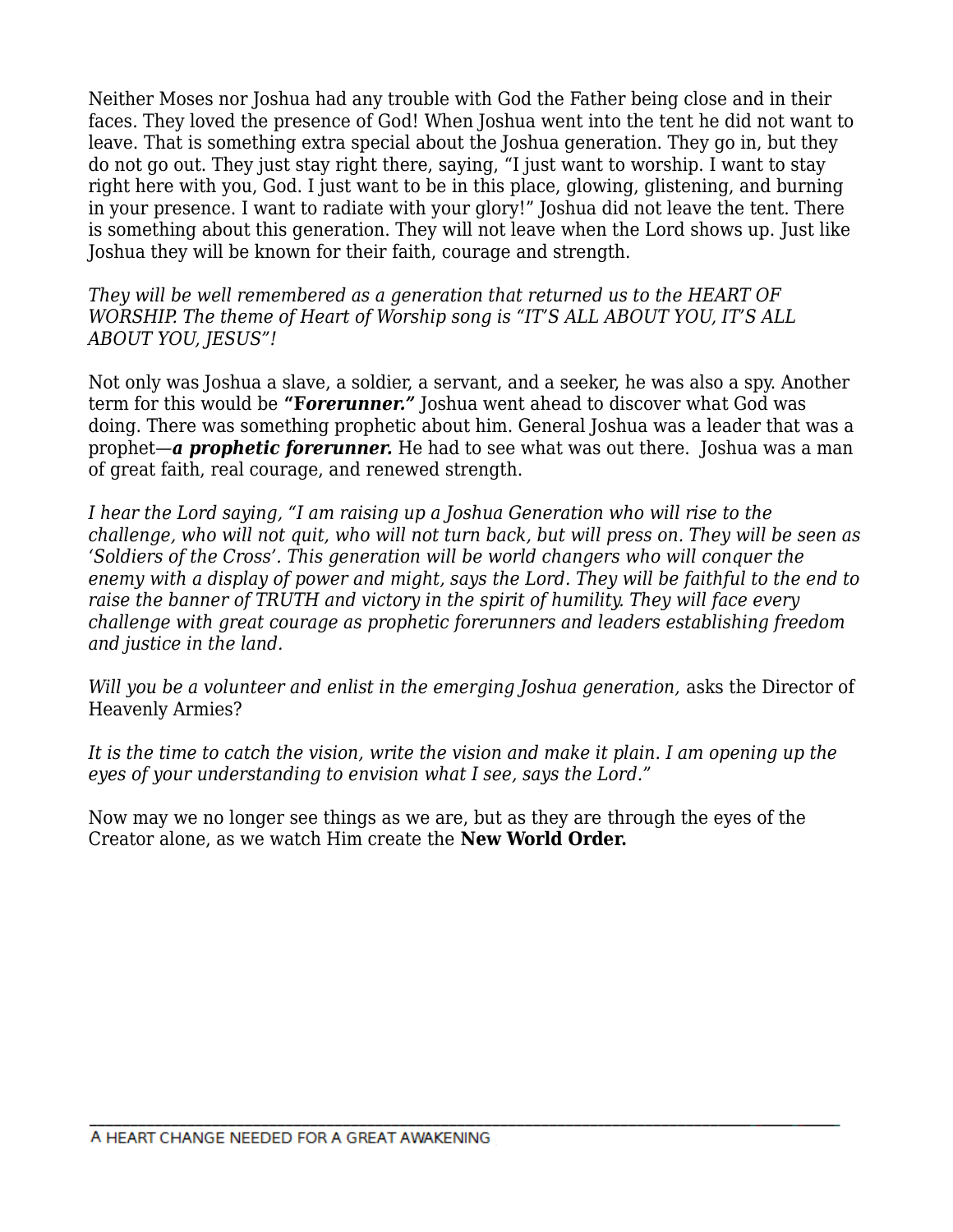Neither Moses nor Joshua had any trouble with God the Father being close and in their faces. They loved the presence of God! When Joshua went into the tent he did not want to leave. That is something extra special about the Joshua generation. They go in, but they do not go out. They just stay right there, saying, "I just want to worship. I want to stay right here with you, God. I just want to be in this place, glowing, glistening, and burning in your presence. I want to radiate with your glory!" Joshua did not leave the tent. There is something about this generation. They will not leave when the Lord shows up. Just like Joshua they will be known for their faith, courage and strength.

*They will be well remembered as a generation that returned us to the HEART OF WORSHIP. The theme of Heart of Worship song is "IT'S ALL ABOUT YOU, IT'S ALL ABOUT YOU, JESUS"!*

Not only was Joshua a slave, a soldier, a servant, and a seeker, he was also a spy. Another term for this would be ***"Forerunner."*** Joshua went ahead to discover what God was doing. There was something prophetic about him. General Joshua was a leader that was a prophet—***a prophetic forerunner.*** He had to see what was out there. Joshua was a man of great faith, real courage, and renewed strength.

*I hear the Lord saying, "I am raising up a Joshua Generation who will rise to the challenge, who will not quit, who will not turn back, but will press on. They will be seen as 'Soldiers of the Cross'. This generation will be world changers who will conquer the enemy with a display of power and might, says the Lord. They will be faithful to the end to raise the banner of TRUTH and victory in the spirit of humility. They will face every challenge with great courage as prophetic forerunners and leaders establishing freedom and justice in the land.*

*Will you be a volunteer and enlist in the emerging Joshua generation,* asks the Director of Heavenly Armies?

*It is the time to catch the vision, write the vision and make it plain. I am opening up the eyes of your understanding to envision what I see, says the Lord."*

Now may we no longer see things as we are, but as they are through the eyes of the Creator alone, as we watch Him create the **New World Order.**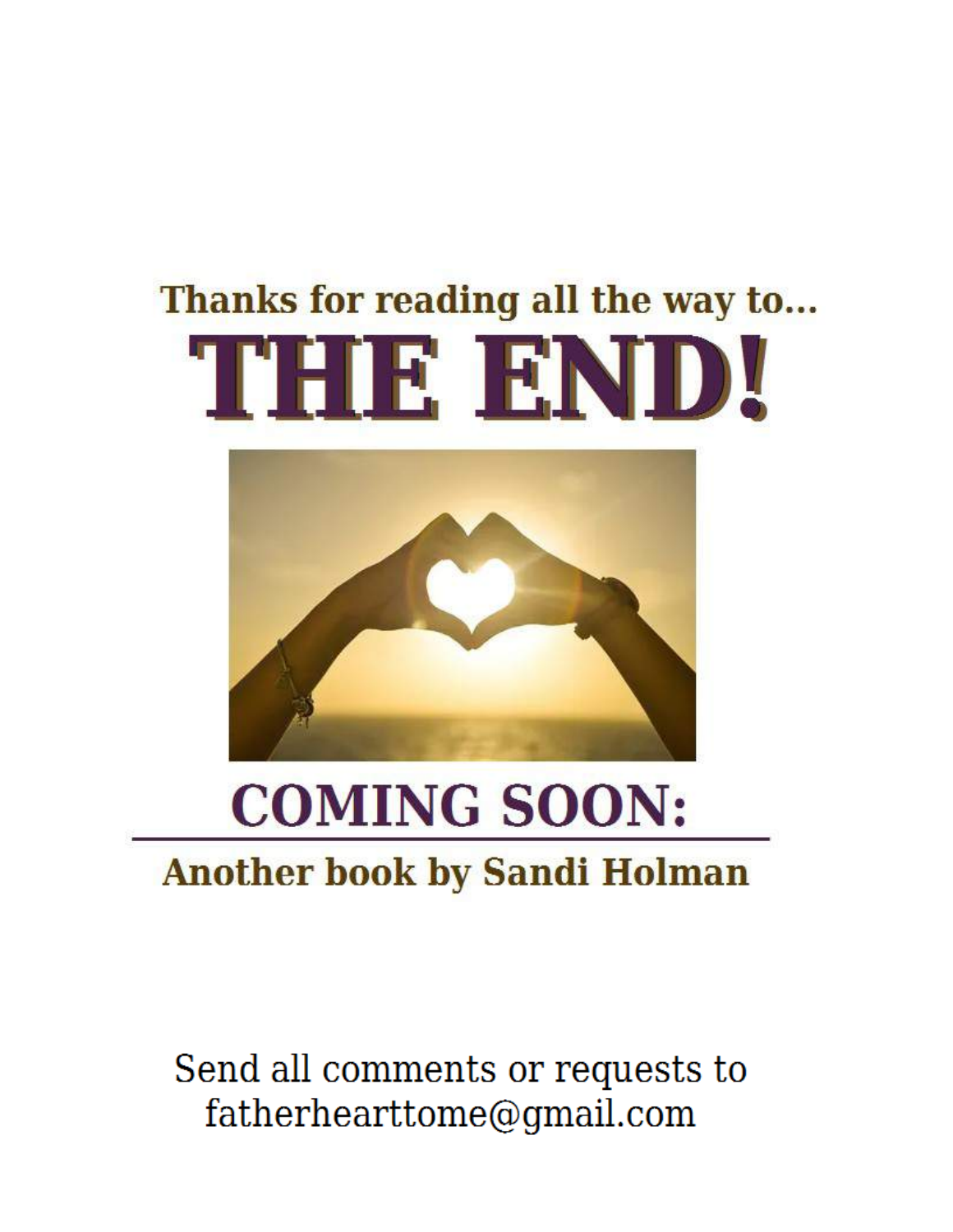**Thanks for reading all the way to...**

# THE END!

## COMING SOON:

**Another book by Sandi Holman**

Send all comments or requests to fatherhearttome@gmail.com